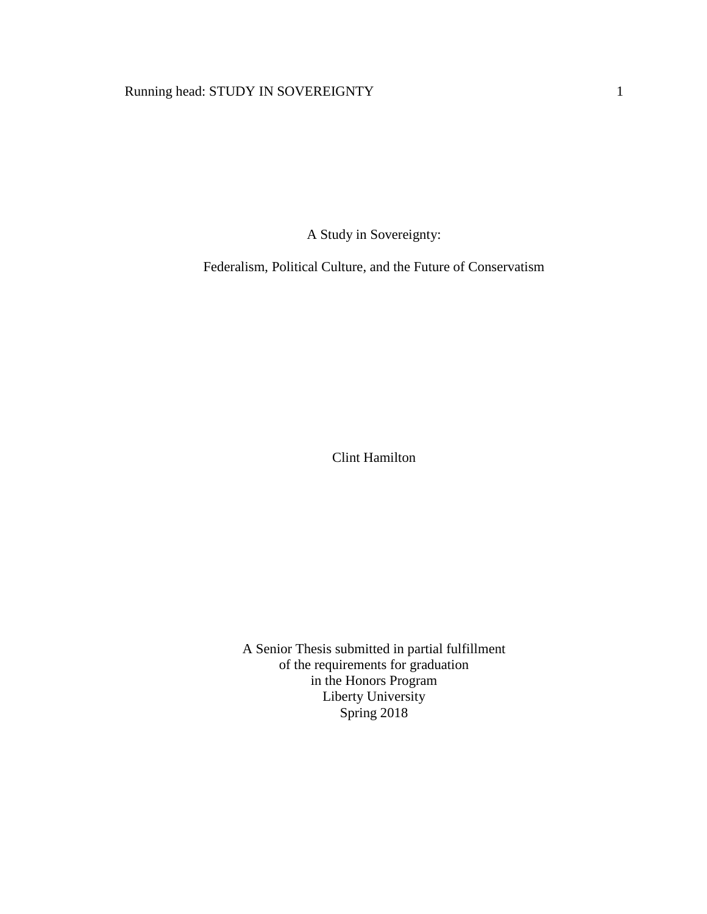# A Study in Sovereignty:

## Federalism, Political Culture, and the Future of Conservatism

Clint Hamilton

A Senior Thesis submitted in partial fulfillment
of the requirements for graduation
in the Honors Program
Liberty University
Spring 2018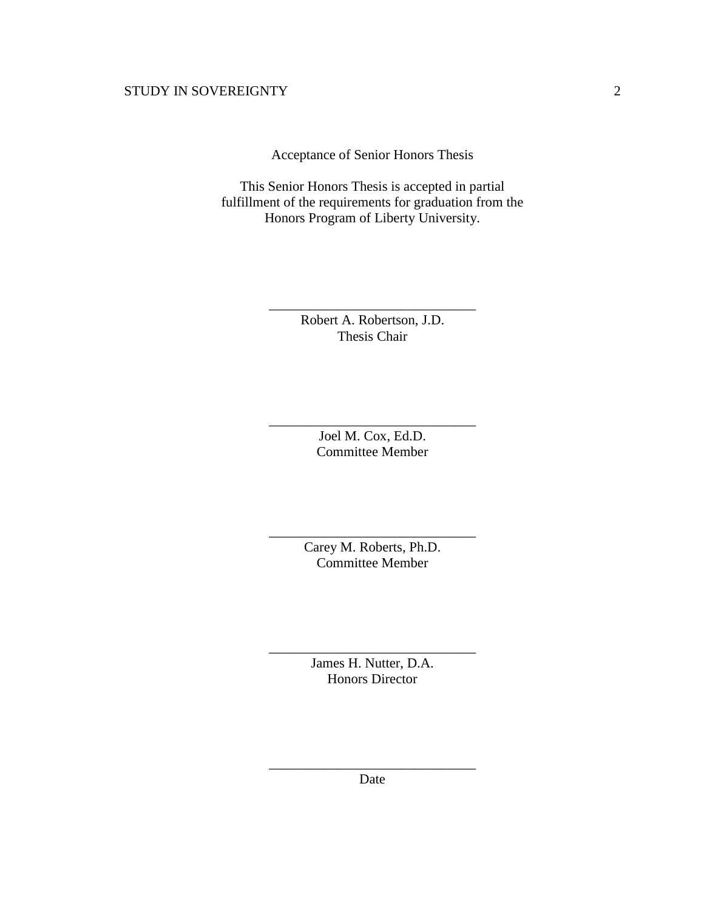Acceptance of Senior Honors Thesis

This Senior Honors Thesis is accepted in partial fulfillment of the requirements for graduation from the Honors Program of Liberty University.

______________________________
Robert A. Robertson, J.D.
Thesis Chair

______________________________
Joel M. Cox, Ed.D.
Committee Member

______________________________
Carey M. Roberts, Ph.D.
Committee Member

______________________________
James H. Nutter, D.A.
Honors Director

______________________________
Date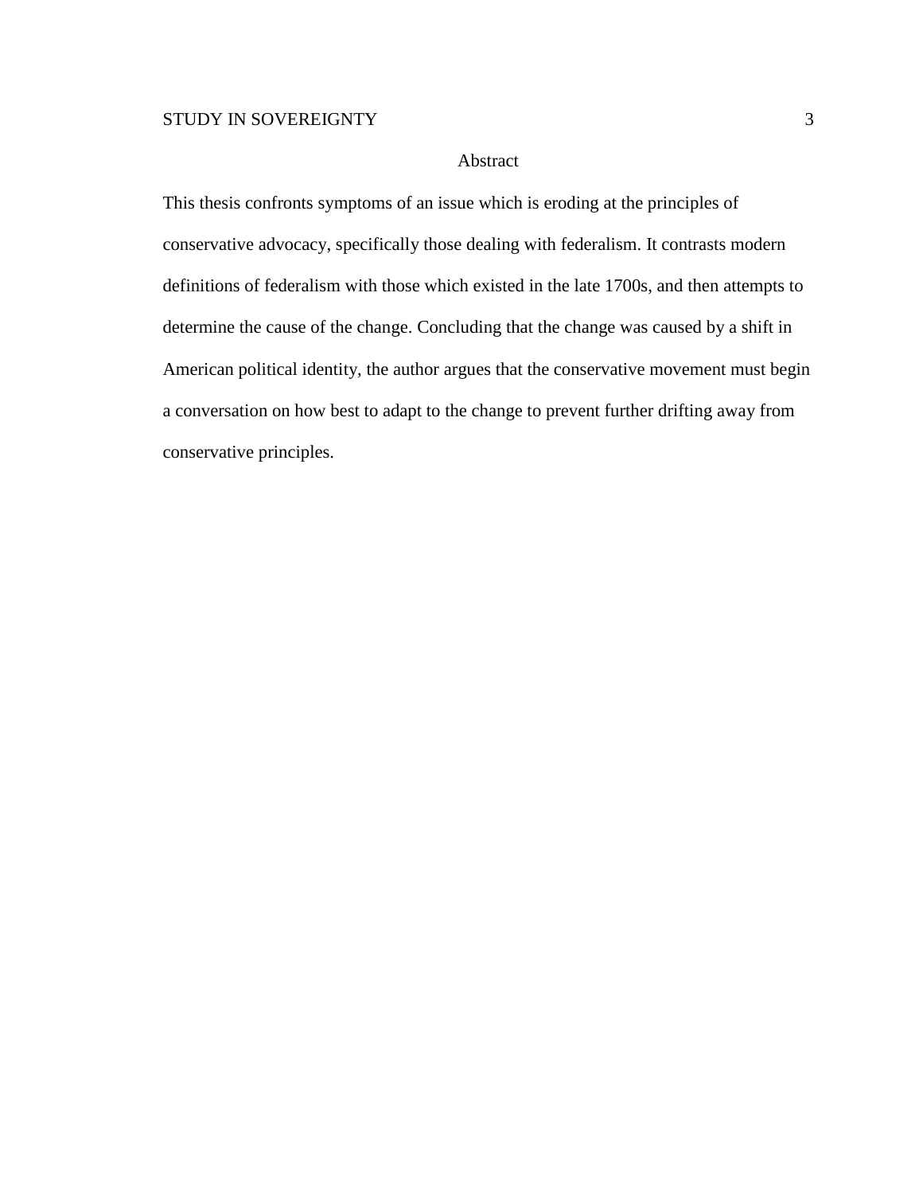# Abstract

This thesis confronts symptoms of an issue which is eroding at the principles of conservative advocacy, specifically those dealing with federalism. It contrasts modern definitions of federalism with those which existed in the late 1700s, and then attempts to determine the cause of the change. Concluding that the change was caused by a shift in American political identity, the author argues that the conservative movement must begin a conversation on how best to adapt to the change to prevent further drifting away from conservative principles.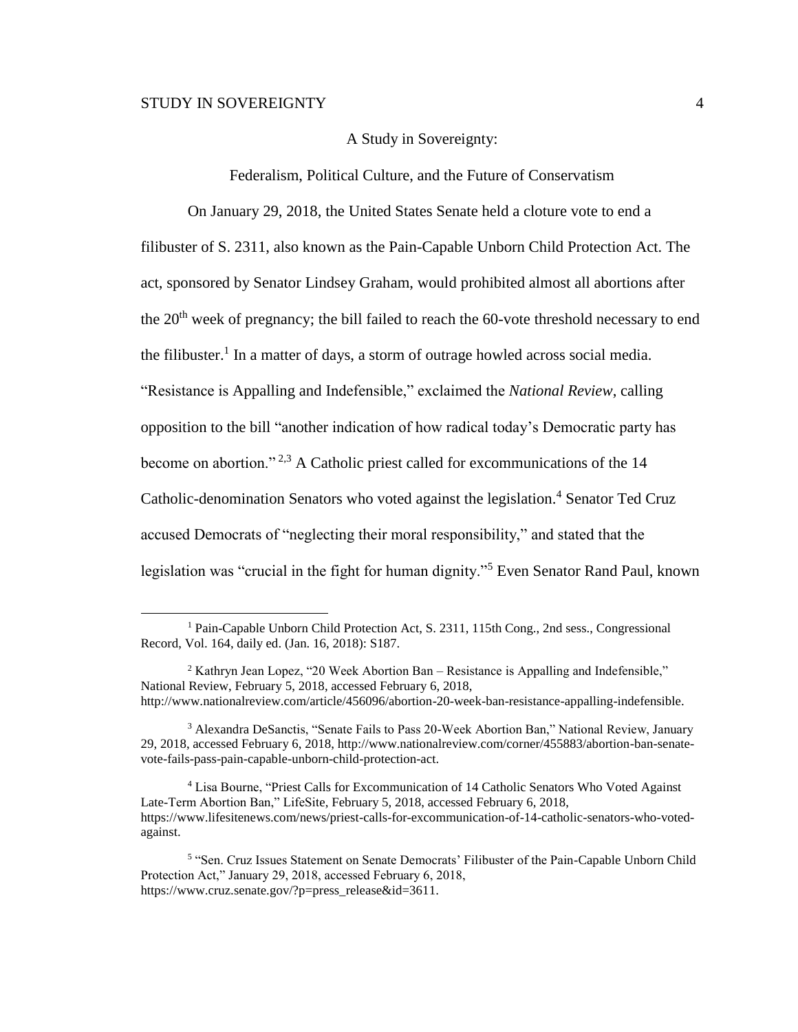# A Study in Sovereignty:

## Federalism, Political Culture, and the Future of Conservatism

On January 29, 2018, the United States Senate held a cloture vote to end a filibuster of S. 2311, also known as the Pain-Capable Unborn Child Protection Act. The act, sponsored by Senator Lindsey Graham, would prohibited almost all abortions after the 20th week of pregnancy; the bill failed to reach the 60-vote threshold necessary to end the filibuster.[1] In a matter of days, a storm of outrage howled across social media. "Resistance is Appalling and Indefensible," exclaimed the *National Review*, calling opposition to the bill "another indication of how radical today's Democratic party has become on abortion."[2,3] A Catholic priest called for excommunications of the 14 Catholic-denomination Senators who voted against the legislation.[4] Senator Ted Cruz accused Democrats of "neglecting their moral responsibility," and stated that the legislation was "crucial in the fight for human dignity."[5] Even Senator Rand Paul, known

---

[1] Pain-Capable Unborn Child Protection Act, S. 2311, 115th Cong., 2nd sess., Congressional Record, Vol. 164, daily ed. (Jan. 16, 2018): S187.

[2] Kathryn Jean Lopez, "20 Week Abortion Ban – Resistance is Appalling and Indefensible," National Review, February 5, 2018, accessed February 6, 2018, http://www.nationalreview.com/article/456096/abortion-20-week-ban-resistance-appalling-indefensible.

[3] Alexandra DeSanctis, "Senate Fails to Pass 20-Week Abortion Ban," National Review, January 29, 2018, accessed February 6, 2018, http://www.nationalreview.com/corner/455883/abortion-ban-senate-vote-fails-pass-pain-capable-unborn-child-protection-act.

[4] Lisa Bourne, "Priest Calls for Excommunication of 14 Catholic Senators Who Voted Against Late-Term Abortion Ban," LifeSite, February 5, 2018, accessed February 6, 2018, https://www.lifesitenews.com/news/priest-calls-for-excommunication-of-14-catholic-senators-who-voted-against.

[5] "Sen. Cruz Issues Statement on Senate Democrats' Filibuster of the Pain-Capable Unborn Child Protection Act," January 29, 2018, accessed February 6, 2018, https://www.cruz.senate.gov/?p=press_release&id=3611.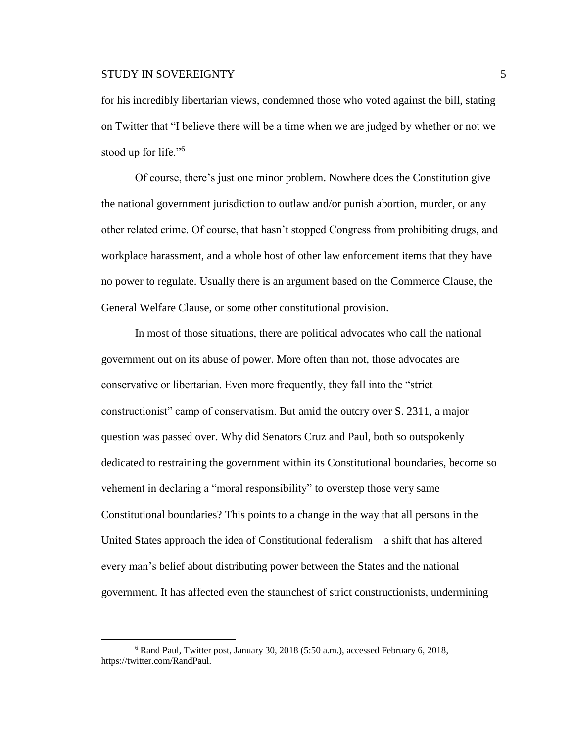for his incredibly libertarian views, condemned those who voted against the bill, stating on Twitter that "I believe there will be a time when we are judged by whether or not we stood up for life."[6]

Of course, there's just one minor problem. Nowhere does the Constitution give the national government jurisdiction to outlaw and/or punish abortion, murder, or any other related crime. Of course, that hasn't stopped Congress from prohibiting drugs, and workplace harassment, and a whole host of other law enforcement items that they have no power to regulate. Usually there is an argument based on the Commerce Clause, the General Welfare Clause, or some other constitutional provision.

In most of those situations, there are political advocates who call the national government out on its abuse of power. More often than not, those advocates are conservative or libertarian. Even more frequently, they fall into the "strict constructionist" camp of conservatism. But amid the outcry over S. 2311, a major question was passed over. Why did Senators Cruz and Paul, both so outspokenly dedicated to restraining the government within its Constitutional boundaries, become so vehement in declaring a "moral responsibility" to overstep those very same Constitutional boundaries? This points to a change in the way that all persons in the United States approach the idea of Constitutional federalism—a shift that has altered every man's belief about distributing power between the States and the national government. It has affected even the staunchest of strict constructionists, undermining

---

[6] Rand Paul, Twitter post, January 30, 2018 (5:50 a.m.), accessed February 6, 2018, https://twitter.com/RandPaul.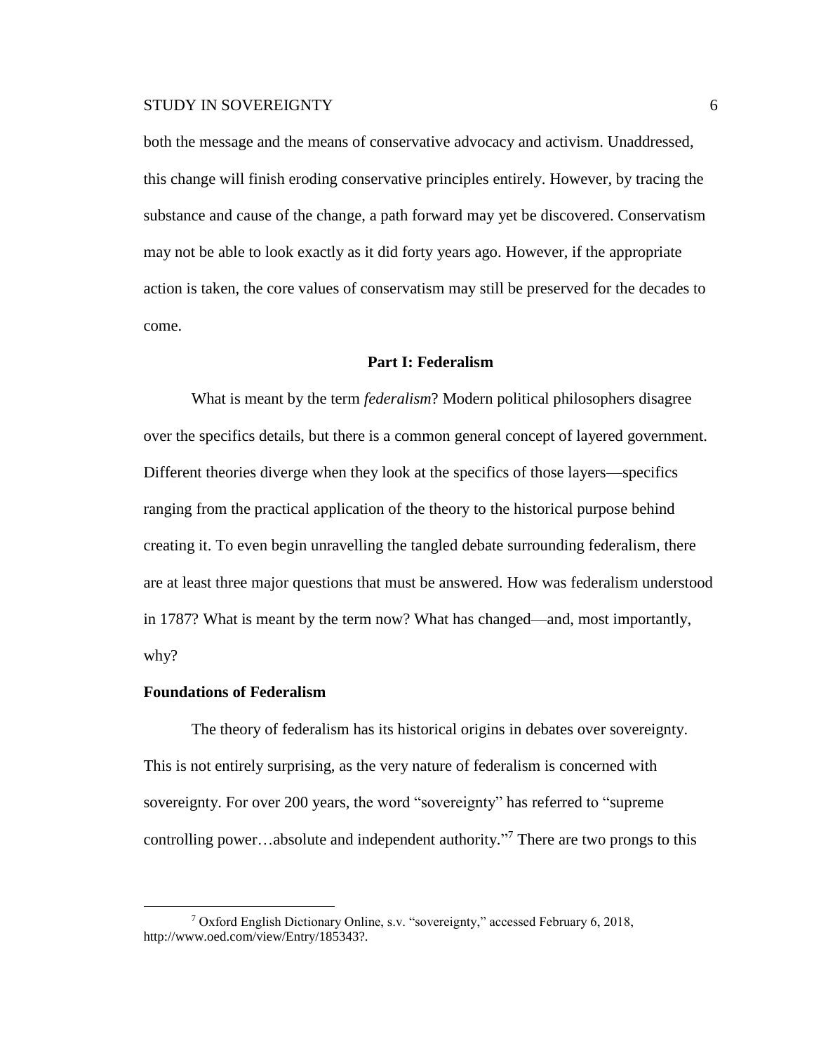both the message and the means of conservative advocacy and activism. Unaddressed, this change will finish eroding conservative principles entirely. However, by tracing the substance and cause of the change, a path forward may yet be discovered. Conservatism may not be able to look exactly as it did forty years ago. However, if the appropriate action is taken, the core values of conservatism may still be preserved for the decades to come.

## Part I: Federalism

What is meant by the term *federalism*? Modern political philosophers disagree over the specifics details, but there is a common general concept of layered government. Different theories diverge when they look at the specifics of those layers—specifics ranging from the practical application of the theory to the historical purpose behind creating it. To even begin unravelling the tangled debate surrounding federalism, there are at least three major questions that must be answered. How was federalism understood in 1787? What is meant by the term now? What has changed—and, most importantly, why?

### Foundations of Federalism

The theory of federalism has its historical origins in debates over sovereignty. This is not entirely surprising, as the very nature of federalism is concerned with sovereignty. For over 200 years, the word "sovereignty" has referred to "supreme controlling power…absolute and independent authority."[7] There are two prongs to this

---

[7] Oxford English Dictionary Online, s.v. "sovereignty," accessed February 6, 2018, http://www.oed.com/view/Entry/185343?.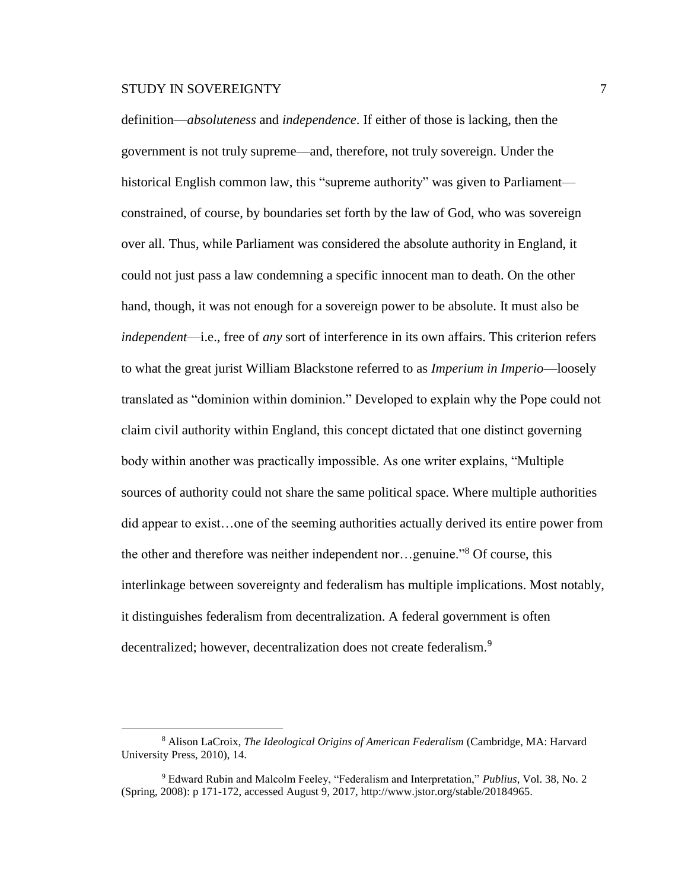definition—*absoluteness* and *independence*. If either of those is lacking, then the government is not truly supreme—and, therefore, not truly sovereign. Under the historical English common law, this "supreme authority" was given to Parliament—constrained, of course, by boundaries set forth by the law of God, who was sovereign over all. Thus, while Parliament was considered the absolute authority in England, it could not just pass a law condemning a specific innocent man to death. On the other hand, though, it was not enough for a sovereign power to be absolute. It must also be *independent*—i.e., free of *any* sort of interference in its own affairs. This criterion refers to what the great jurist William Blackstone referred to as *Imperium in Imperio*—loosely translated as "dominion within dominion." Developed to explain why the Pope could not claim civil authority within England, this concept dictated that one distinct governing body within another was practically impossible. As one writer explains, "Multiple sources of authority could not share the same political space. Where multiple authorities did appear to exist…one of the seeming authorities actually derived its entire power from the other and therefore was neither independent nor…genuine."[8] Of course, this interlinkage between sovereignty and federalism has multiple implications. Most notably, it distinguishes federalism from decentralization. A federal government is often decentralized; however, decentralization does not create federalism.[9]

---

[8] Alison LaCroix, *The Ideological Origins of American Federalism* (Cambridge, MA: Harvard University Press, 2010), 14.

[9] Edward Rubin and Malcolm Feeley, "Federalism and Interpretation," *Publius*, Vol. 38, No. 2 (Spring, 2008): p 171-172, accessed August 9, 2017, http://www.jstor.org/stable/20184965.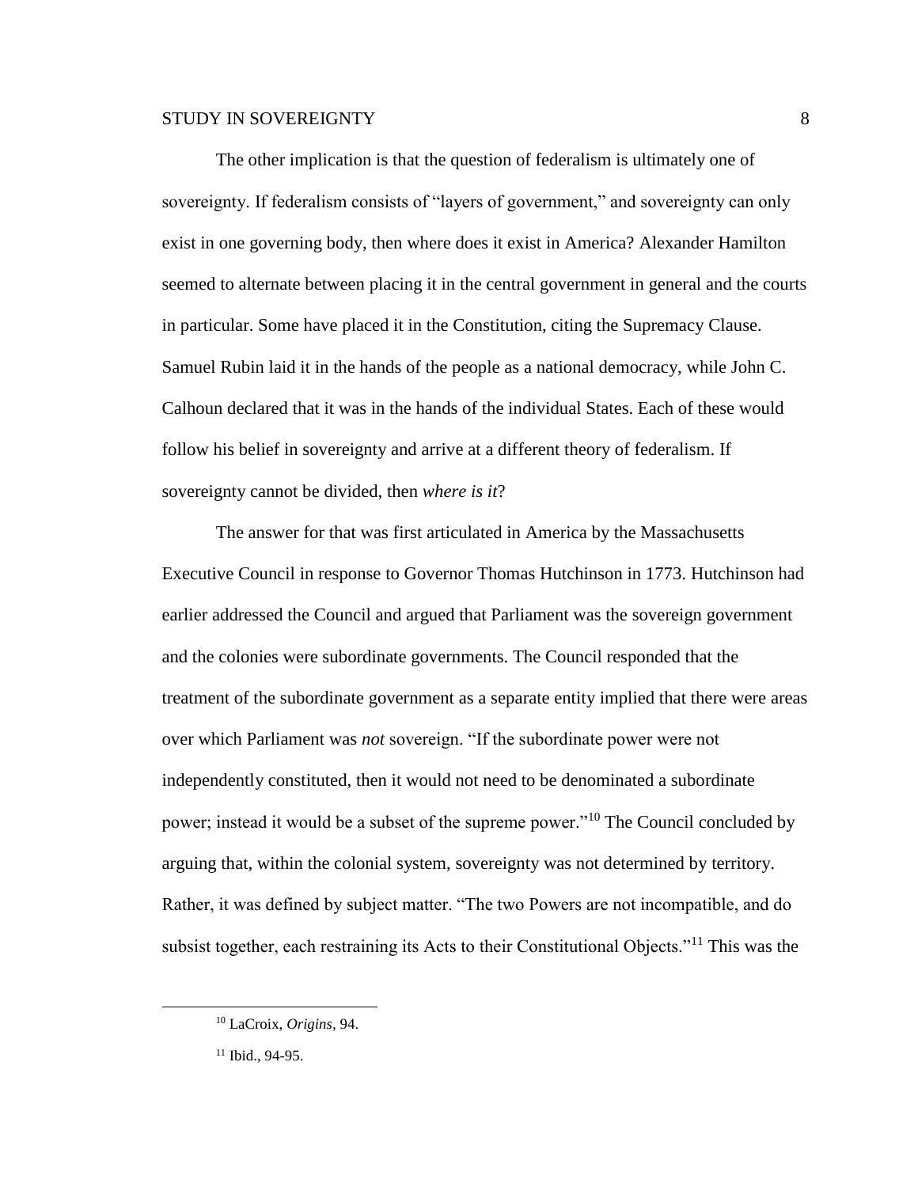The other implication is that the question of federalism is ultimately one of sovereignty. If federalism consists of "layers of government," and sovereignty can only exist in one governing body, then where does it exist in America? Alexander Hamilton seemed to alternate between placing it in the central government in general and the courts in particular. Some have placed it in the Constitution, citing the Supremacy Clause. Samuel Rubin laid it in the hands of the people as a national democracy, while John C. Calhoun declared that it was in the hands of the individual States. Each of these would follow his belief in sovereignty and arrive at a different theory of federalism. If sovereignty cannot be divided, then *where is it*?

The answer for that was first articulated in America by the Massachusetts Executive Council in response to Governor Thomas Hutchinson in 1773. Hutchinson had earlier addressed the Council and argued that Parliament was the sovereign government and the colonies were subordinate governments. The Council responded that the treatment of the subordinate government as a separate entity implied that there were areas over which Parliament was *not* sovereign. "If the subordinate power were not independently constituted, then it would not need to be denominated a subordinate power; instead it would be a subset of the supreme power."[10] The Council concluded by arguing that, within the colonial system, sovereignty was not determined by territory. Rather, it was defined by subject matter. "The two Powers are not incompatible, and do subsist together, each restraining its Acts to their Constitutional Objects."[11] This was the

---

[10] LaCroix, *Origins*, 94.

[11] Ibid., 94-95.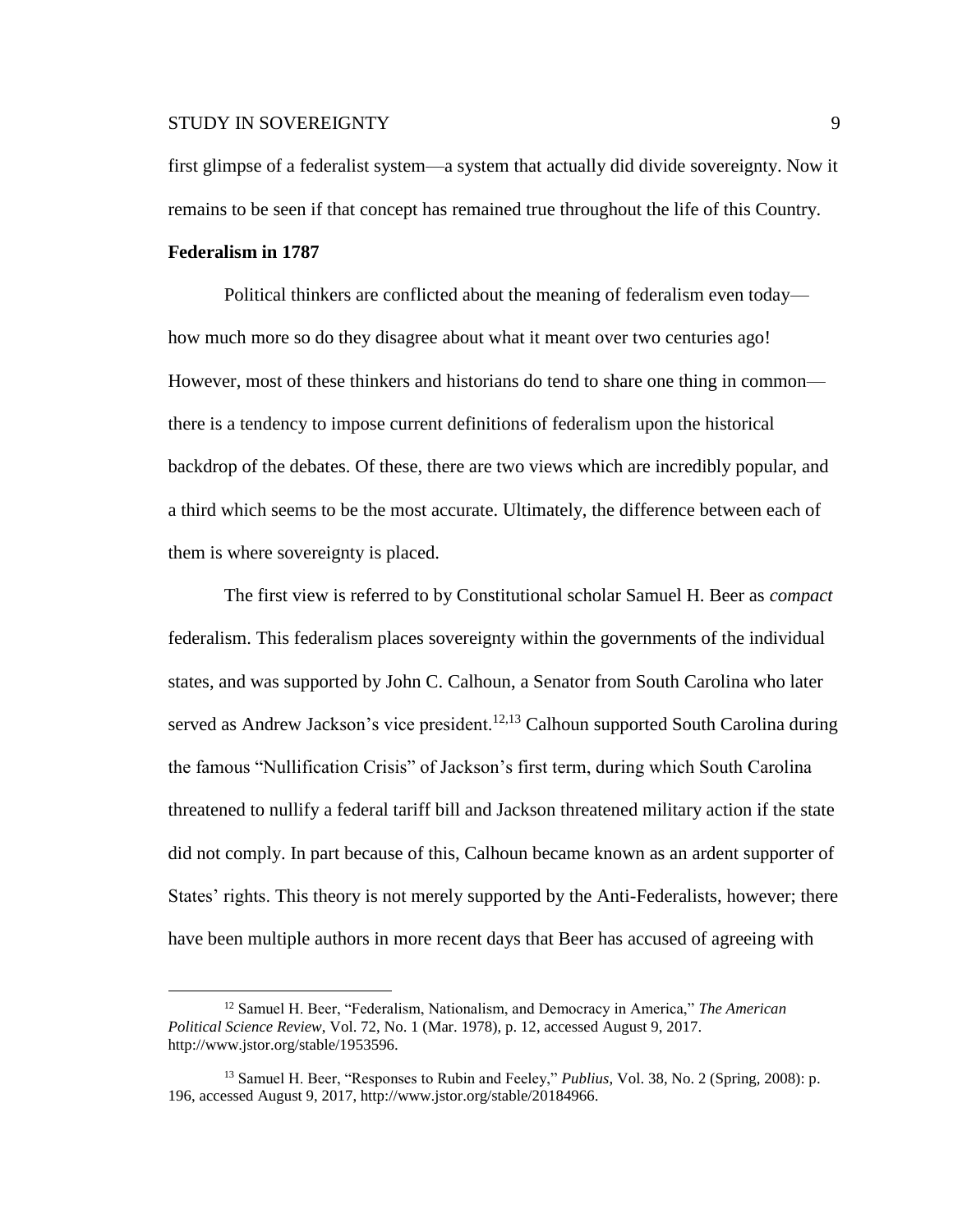first glimpse of a federalist system—a system that actually did divide sovereignty. Now it remains to be seen if that concept has remained true throughout the life of this Country.

**Federalism in 1787**

Political thinkers are conflicted about the meaning of federalism even today—how much more so do they disagree about what it meant over two centuries ago! However, most of these thinkers and historians do tend to share one thing in common—there is a tendency to impose current definitions of federalism upon the historical backdrop of the debates. Of these, there are two views which are incredibly popular, and a third which seems to be the most accurate. Ultimately, the difference between each of them is where sovereignty is placed.

The first view is referred to by Constitutional scholar Samuel H. Beer as *compact* federalism. This federalism places sovereignty within the governments of the individual states, and was supported by John C. Calhoun, a Senator from South Carolina who later served as Andrew Jackson's vice president.[12,13] Calhoun supported South Carolina during the famous "Nullification Crisis" of Jackson's first term, during which South Carolina threatened to nullify a federal tariff bill and Jackson threatened military action if the state did not comply. In part because of this, Calhoun became known as an ardent supporter of States' rights. This theory is not merely supported by the Anti-Federalists, however; there have been multiple authors in more recent days that Beer has accused of agreeing with

---

[12] Samuel H. Beer, "Federalism, Nationalism, and Democracy in America," *The American Political Science Review*, Vol. 72, No. 1 (Mar. 1978), p. 12, accessed August 9, 2017. http://www.jstor.org/stable/1953596.

[13] Samuel H. Beer, "Responses to Rubin and Feeley," *Publius*, Vol. 38, No. 2 (Spring, 2008): p. 196, accessed August 9, 2017, http://www.jstor.org/stable/20184966.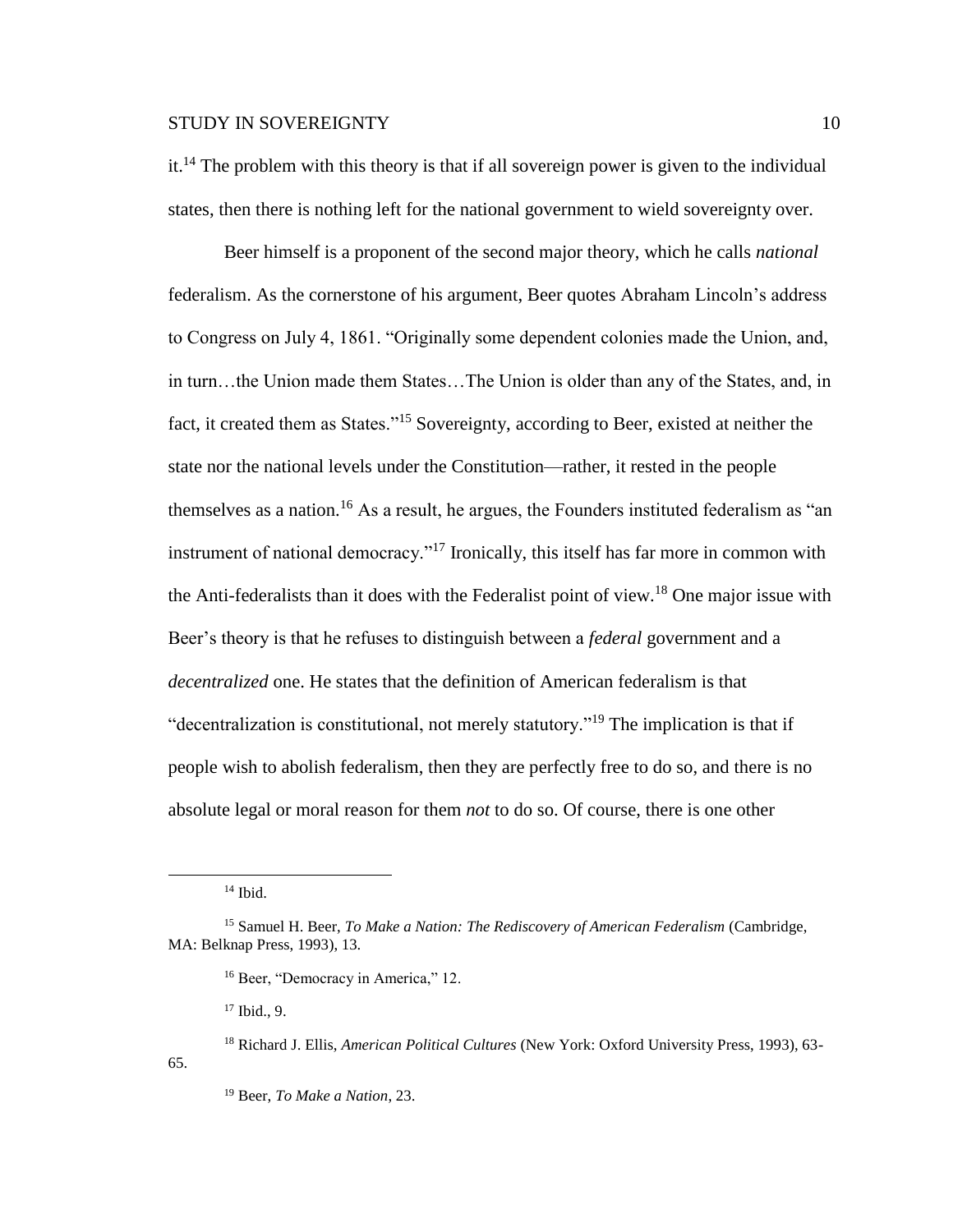it.[14] The problem with this theory is that if all sovereign power is given to the individual states, then there is nothing left for the national government to wield sovereignty over.

Beer himself is a proponent of the second major theory, which he calls *national* federalism. As the cornerstone of his argument, Beer quotes Abraham Lincoln's address to Congress on July 4, 1861. "Originally some dependent colonies made the Union, and, in turn…the Union made them States…The Union is older than any of the States, and, in fact, it created them as States."[15] Sovereignty, according to Beer, existed at neither the state nor the national levels under the Constitution—rather, it rested in the people themselves as a nation.[16] As a result, he argues, the Founders instituted federalism as "an instrument of national democracy."[17] Ironically, this itself has far more in common with the Anti-federalists than it does with the Federalist point of view.[18] One major issue with Beer's theory is that he refuses to distinguish between a *federal* government and a *decentralized* one. He states that the definition of American federalism is that "decentralization is constitutional, not merely statutory."[19] The implication is that if people wish to abolish federalism, then they are perfectly free to do so, and there is no absolute legal or moral reason for them *not* to do so. Of course, there is one other

---

[14] Ibid.

[15] Samuel H. Beer, *To Make a Nation: The Rediscovery of American Federalism* (Cambridge, MA: Belknap Press, 1993), 13.

[16] Beer, "Democracy in America," 12.

[17] Ibid., 9.

[18] Richard J. Ellis, *American Political Cultures* (New York: Oxford University Press, 1993), 63-65.

[19] Beer, *To Make a Nation*, 23.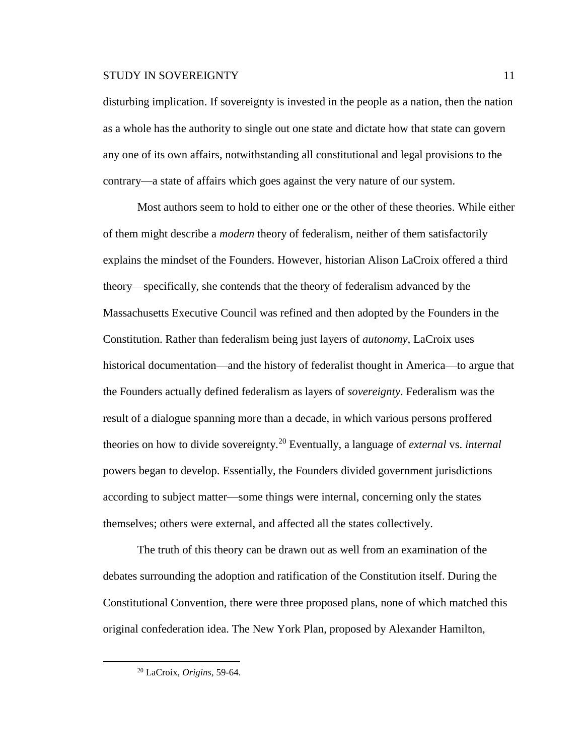disturbing implication. If sovereignty is invested in the people as a nation, then the nation as a whole has the authority to single out one state and dictate how that state can govern any one of its own affairs, notwithstanding all constitutional and legal provisions to the contrary—a state of affairs which goes against the very nature of our system.

Most authors seem to hold to either one or the other of these theories. While either of them might describe a *modern* theory of federalism, neither of them satisfactorily explains the mindset of the Founders. However, historian Alison LaCroix offered a third theory—specifically, she contends that the theory of federalism advanced by the Massachusetts Executive Council was refined and then adopted by the Founders in the Constitution. Rather than federalism being just layers of *autonomy*, LaCroix uses historical documentation—and the history of federalist thought in America—to argue that the Founders actually defined federalism as layers of *sovereignty*. Federalism was the result of a dialogue spanning more than a decade, in which various persons proffered theories on how to divide sovereignty.[20] Eventually, a language of *external* vs. *internal* powers began to develop. Essentially, the Founders divided government jurisdictions according to subject matter—some things were internal, concerning only the states themselves; others were external, and affected all the states collectively.

The truth of this theory can be drawn out as well from an examination of the debates surrounding the adoption and ratification of the Constitution itself. During the Constitutional Convention, there were three proposed plans, none of which matched this original confederation idea. The New York Plan, proposed by Alexander Hamilton,

[20] LaCroix, *Origins*, 59-64.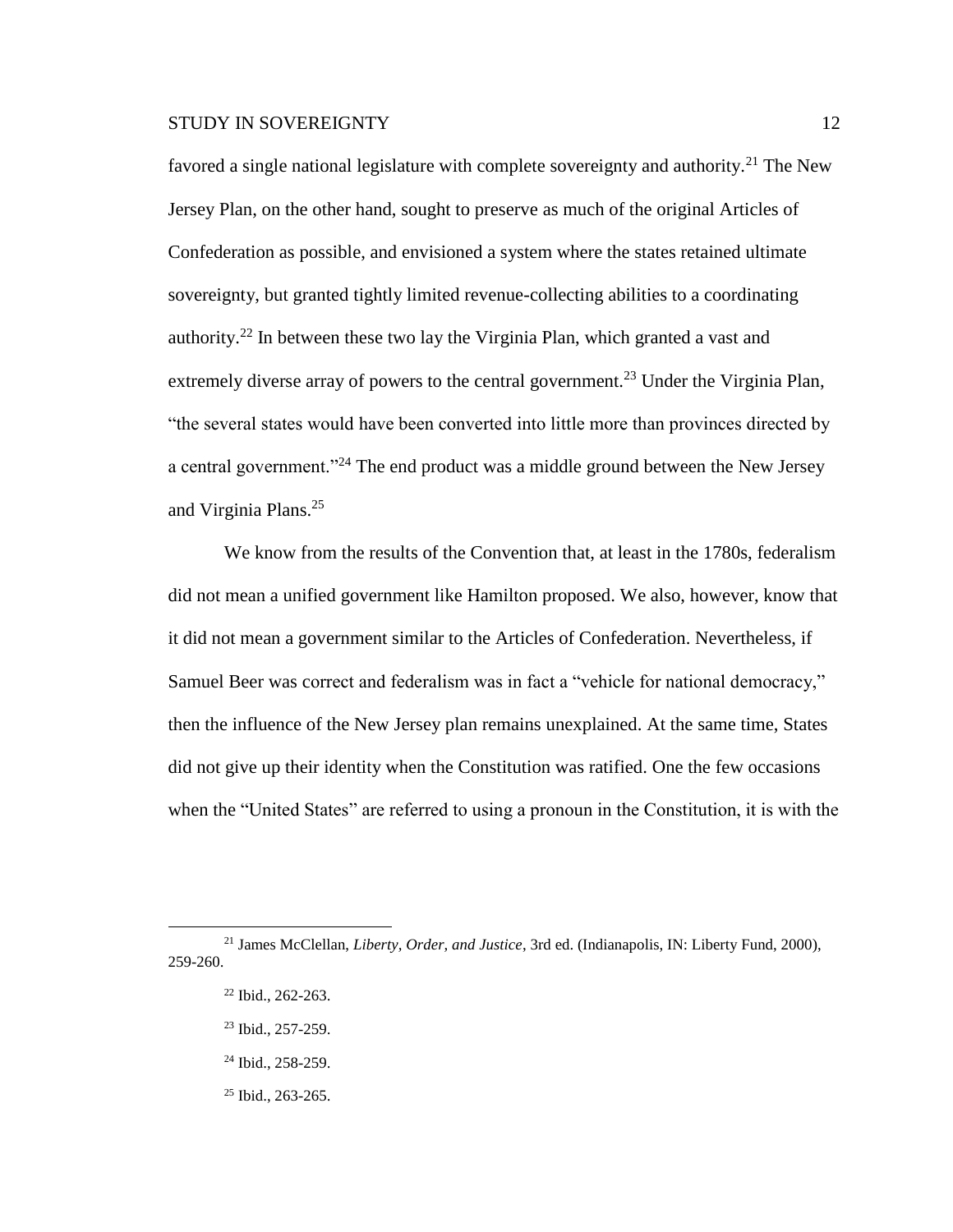favored a single national legislature with complete sovereignty and authority.[21] The New Jersey Plan, on the other hand, sought to preserve as much of the original Articles of Confederation as possible, and envisioned a system where the states retained ultimate sovereignty, but granted tightly limited revenue-collecting abilities to a coordinating authority.[22] In between these two lay the Virginia Plan, which granted a vast and extremely diverse array of powers to the central government.[23] Under the Virginia Plan, "the several states would have been converted into little more than provinces directed by a central government."[24] The end product was a middle ground between the New Jersey and Virginia Plans.[25]

We know from the results of the Convention that, at least in the 1780s, federalism did not mean a unified government like Hamilton proposed. We also, however, know that it did not mean a government similar to the Articles of Confederation. Nevertheless, if Samuel Beer was correct and federalism was in fact a "vehicle for national democracy," then the influence of the New Jersey plan remains unexplained. At the same time, States did not give up their identity when the Constitution was ratified. One the few occasions when the "United States" are referred to using a pronoun in the Constitution, it is with the

---

[21] James McClellan, *Liberty, Order, and Justice*, 3rd ed. (Indianapolis, IN: Liberty Fund, 2000), 259-260.

[22] Ibid., 262-263.

[23] Ibid., 257-259.

[24] Ibid., 258-259.

[25] Ibid., 263-265.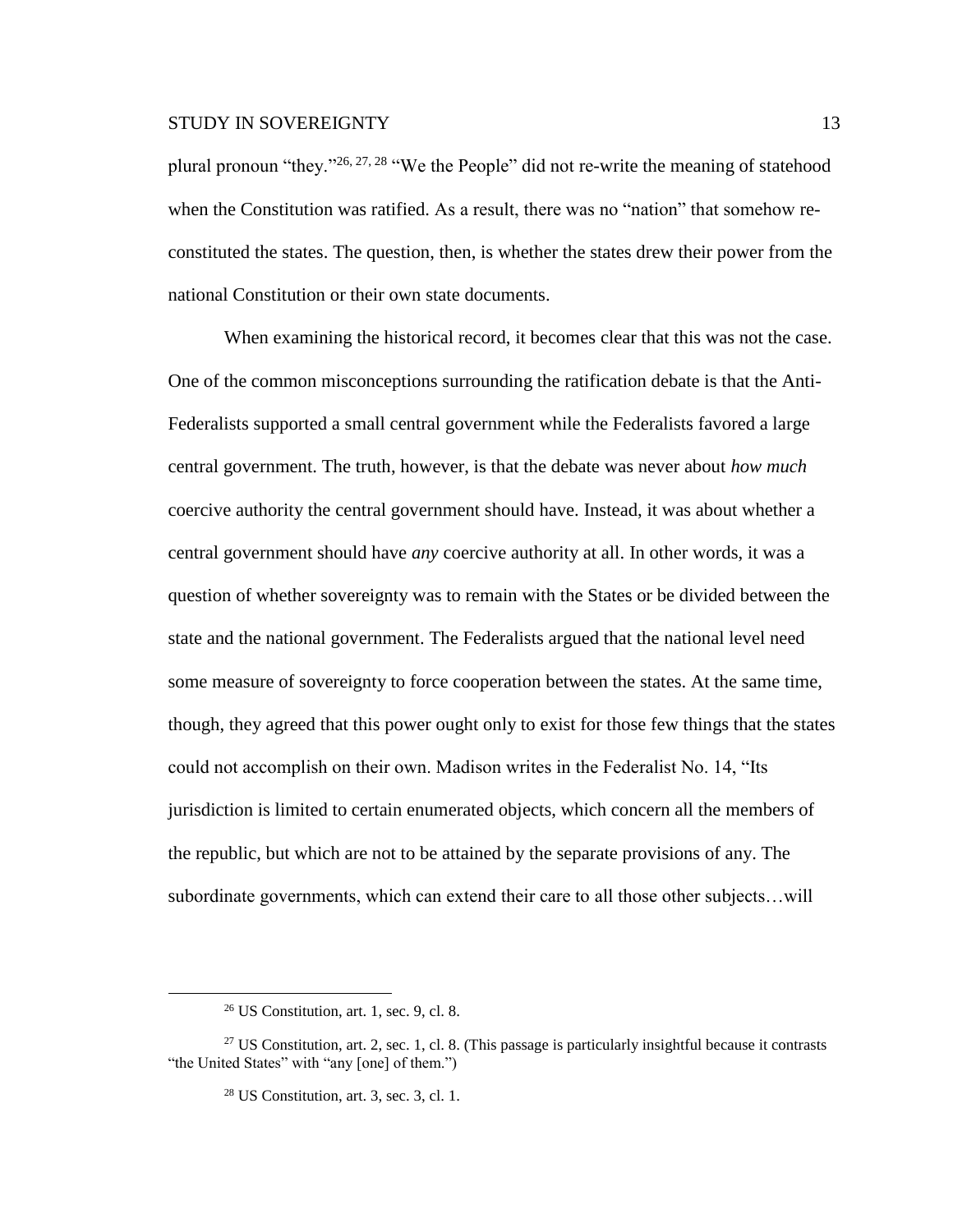plural pronoun "they."[26, 27, 28] "We the People" did not re-write the meaning of statehood when the Constitution was ratified. As a result, there was no "nation" that somehow re-constituted the states. The question, then, is whether the states drew their power from the national Constitution or their own state documents.

When examining the historical record, it becomes clear that this was not the case. One of the common misconceptions surrounding the ratification debate is that the Anti-Federalists supported a small central government while the Federalists favored a large central government. The truth, however, is that the debate was never about *how much* coercive authority the central government should have. Instead, it was about whether a central government should have *any* coercive authority at all. In other words, it was a question of whether sovereignty was to remain with the States or be divided between the state and the national government. The Federalists argued that the national level need some measure of sovereignty to force cooperation between the states. At the same time, though, they agreed that this power ought only to exist for those few things that the states could not accomplish on their own. Madison writes in the Federalist No. 14, "Its jurisdiction is limited to certain enumerated objects, which concern all the members of the republic, but which are not to be attained by the separate provisions of any. The subordinate governments, which can extend their care to all those other subjects…will

---

[26] US Constitution, art. 1, sec. 9, cl. 8.

[27] US Constitution, art. 2, sec. 1, cl. 8. (This passage is particularly insightful because it contrasts "the United States" with "any [one] of them.")

[28] US Constitution, art. 3, sec. 3, cl. 1.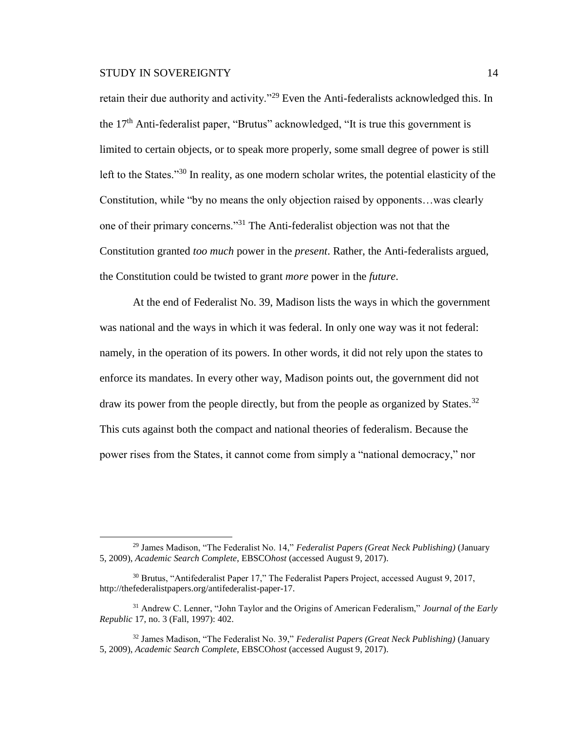retain their due authority and activity."[29] Even the Anti-federalists acknowledged this. In the 17th Anti-federalist paper, "Brutus" acknowledged, "It is true this government is limited to certain objects, or to speak more properly, some small degree of power is still left to the States."[30] In reality, as one modern scholar writes, the potential elasticity of the Constitution, while "by no means the only objection raised by opponents…was clearly one of their primary concerns."[31] The Anti-federalist objection was not that the Constitution granted *too much* power in the *present*. Rather, the Anti-federalists argued, the Constitution could be twisted to grant *more* power in the *future*.

At the end of Federalist No. 39, Madison lists the ways in which the government was national and the ways in which it was federal. In only one way was it not federal: namely, in the operation of its powers. In other words, it did not rely upon the states to enforce its mandates. In every other way, Madison points out, the government did not draw its power from the people directly, but from the people as organized by States.[32] This cuts against both the compact and national theories of federalism. Because the power rises from the States, it cannot come from simply a "national democracy," nor

---

[29] James Madison, "The Federalist No. 14," *Federalist Papers (Great Neck Publishing)* (January 5, 2009), *Academic Search Complete*, EBSCO*host* (accessed August 9, 2017).

[30] Brutus, "Antifederalist Paper 17," The Federalist Papers Project, accessed August 9, 2017, http://thefederalistpapers.org/antifederalist-paper-17.

[31] Andrew C. Lenner, "John Taylor and the Origins of American Federalism," *Journal of the Early Republic* 17, no. 3 (Fall, 1997): 402.

[32] James Madison, "The Federalist No. 39," *Federalist Papers (Great Neck Publishing)* (January 5, 2009), *Academic Search Complete*, EBSCO*host* (accessed August 9, 2017).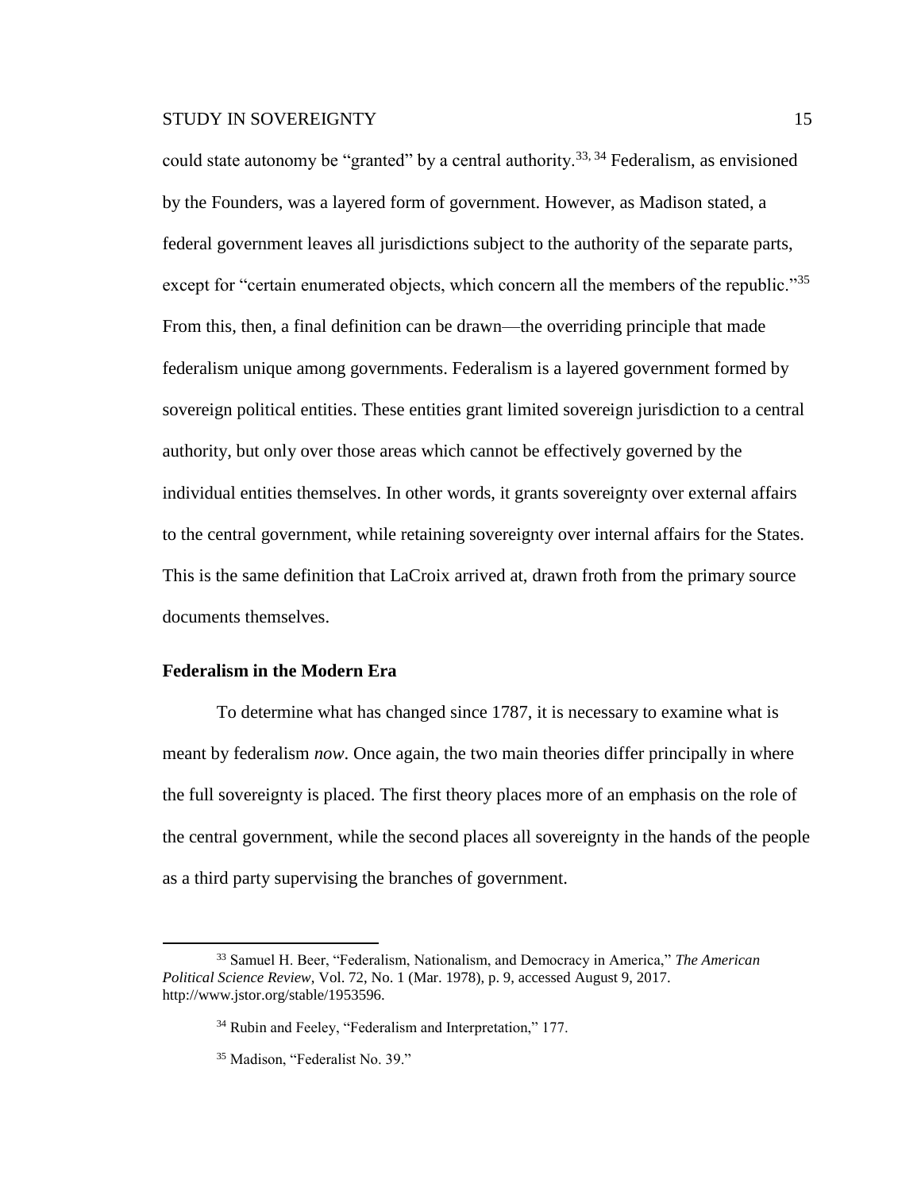could state autonomy be "granted" by a central authority.[33, 34] Federalism, as envisioned by the Founders, was a layered form of government. However, as Madison stated, a federal government leaves all jurisdictions subject to the authority of the separate parts, except for "certain enumerated objects, which concern all the members of the republic."[35] From this, then, a final definition can be drawn—the overriding principle that made federalism unique among governments. Federalism is a layered government formed by sovereign political entities. These entities grant limited sovereign jurisdiction to a central authority, but only over those areas which cannot be effectively governed by the individual entities themselves. In other words, it grants sovereignty over external affairs to the central government, while retaining sovereignty over internal affairs for the States. This is the same definition that LaCroix arrived at, drawn froth from the primary source documents themselves.

### Federalism in the Modern Era

To determine what has changed since 1787, it is necessary to examine what is meant by federalism *now*. Once again, the two main theories differ principally in where the full sovereignty is placed. The first theory places more of an emphasis on the role of the central government, while the second places all sovereignty in the hands of the people as a third party supervising the branches of government.

---

[33] Samuel H. Beer, "Federalism, Nationalism, and Democracy in America," *The American Political Science Review*, Vol. 72, No. 1 (Mar. 1978), p. 9, accessed August 9, 2017. http://www.jstor.org/stable/1953596.

[34] Rubin and Feeley, "Federalism and Interpretation," 177.

[35] Madison, "Federalist No. 39."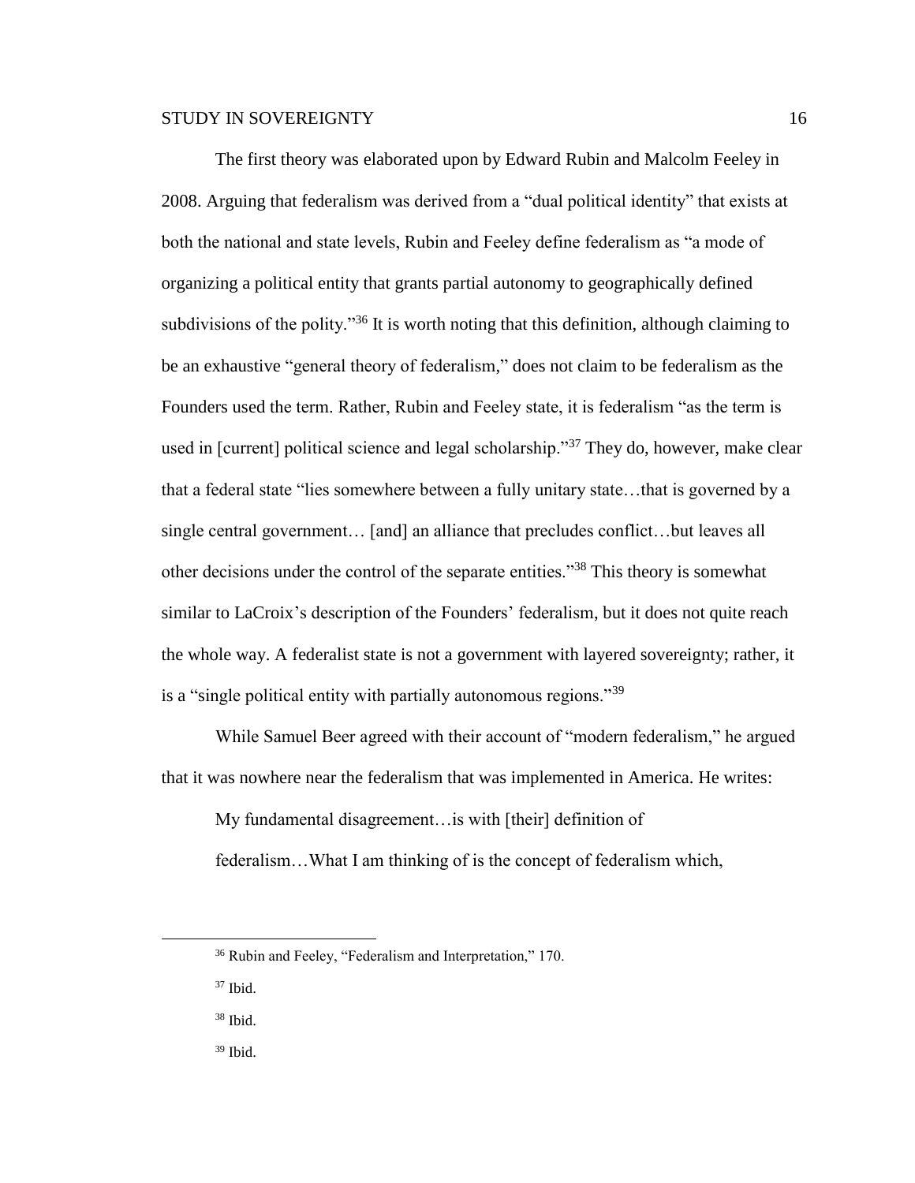The first theory was elaborated upon by Edward Rubin and Malcolm Feeley in 2008. Arguing that federalism was derived from a "dual political identity" that exists at both the national and state levels, Rubin and Feeley define federalism as "a mode of organizing a political entity that grants partial autonomy to geographically defined subdivisions of the polity."[36] It is worth noting that this definition, although claiming to be an exhaustive "general theory of federalism," does not claim to be federalism as the Founders used the term. Rather, Rubin and Feeley state, it is federalism "as the term is used in [current] political science and legal scholarship."[37] They do, however, make clear that a federal state "lies somewhere between a fully unitary state…that is governed by a single central government… [and] an alliance that precludes conflict…but leaves all other decisions under the control of the separate entities."[38] This theory is somewhat similar to LaCroix's description of the Founders' federalism, but it does not quite reach the whole way. A federalist state is not a government with layered sovereignty; rather, it is a "single political entity with partially autonomous regions."[39]

While Samuel Beer agreed with their account of "modern federalism," he argued that it was nowhere near the federalism that was implemented in America. He writes:

> My fundamental disagreement…is with [their] definition of federalism…What I am thinking of is the concept of federalism which,

---

[36] Rubin and Feeley, "Federalism and Interpretation," 170.

[37] Ibid.

[38] Ibid.

[39] Ibid.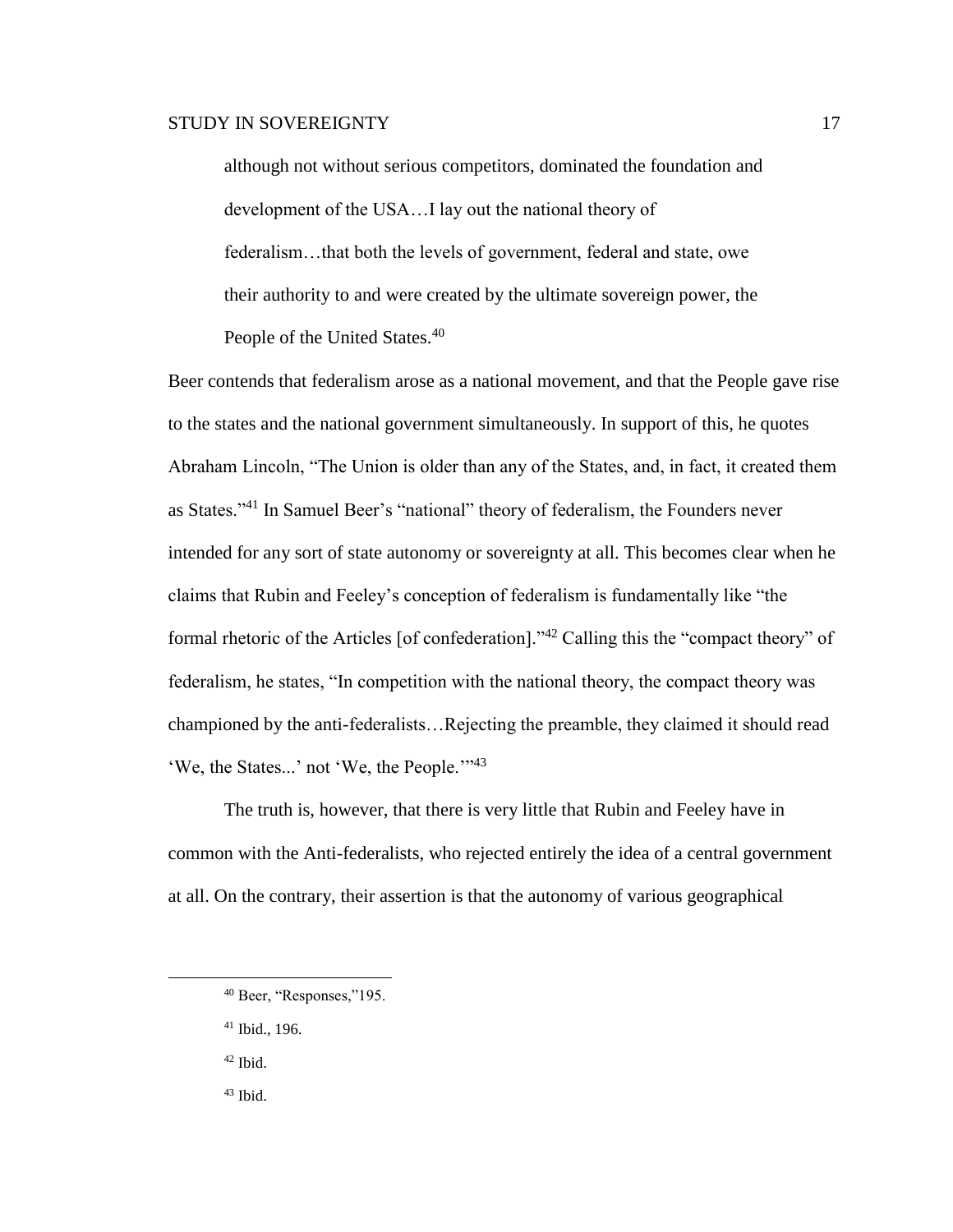> although not without serious competitors, dominated the foundation and development of the USA…I lay out the national theory of federalism…that both the levels of government, federal and state, owe their authority to and were created by the ultimate sovereign power, the People of the United States.[40]

Beer contends that federalism arose as a national movement, and that the People gave rise to the states and the national government simultaneously. In support of this, he quotes Abraham Lincoln, "The Union is older than any of the States, and, in fact, it created them as States."[41] In Samuel Beer's "national" theory of federalism, the Founders never intended for any sort of state autonomy or sovereignty at all. This becomes clear when he claims that Rubin and Feeley's conception of federalism is fundamentally like "the formal rhetoric of the Articles [of confederation]."[42] Calling this the "compact theory" of federalism, he states, "In competition with the national theory, the compact theory was championed by the anti-federalists…Rejecting the preamble, they claimed it should read 'We, the States...' not 'We, the People.'"[43]

The truth is, however, that there is very little that Rubin and Feeley have in common with the Anti-federalists, who rejected entirely the idea of a central government at all. On the contrary, their assertion is that the autonomy of various geographical

---

[40] Beer, "Responses,"195.

[41] Ibid., 196.

[42] Ibid.

[43] Ibid.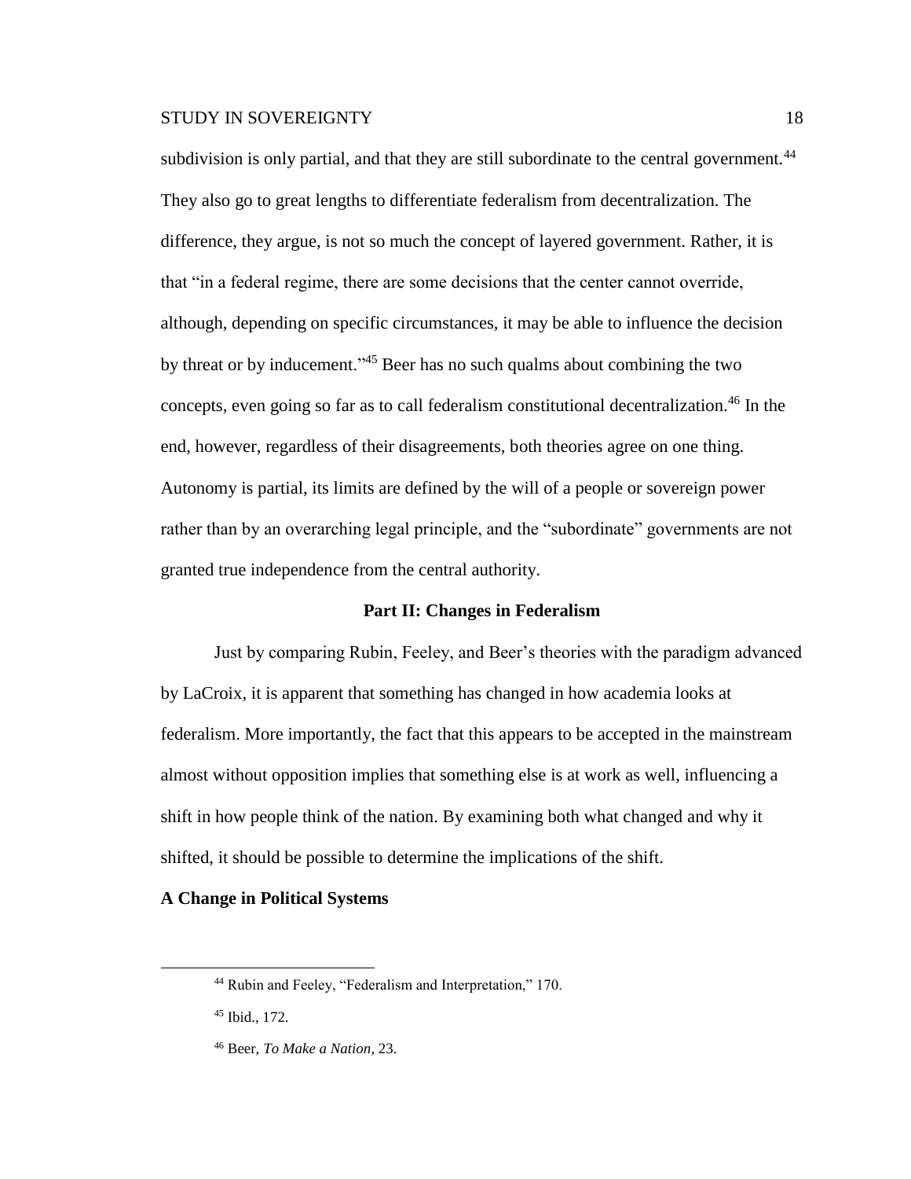subdivision is only partial, and that they are still subordinate to the central government.[44] They also go to great lengths to differentiate federalism from decentralization. The difference, they argue, is not so much the concept of layered government. Rather, it is that "in a federal regime, there are some decisions that the center cannot override, although, depending on specific circumstances, it may be able to influence the decision by threat or by inducement."[45] Beer has no such qualms about combining the two concepts, even going so far as to call federalism constitutional decentralization.[46] In the end, however, regardless of their disagreements, both theories agree on one thing. Autonomy is partial, its limits are defined by the will of a people or sovereign power rather than by an overarching legal principle, and the "subordinate" governments are not granted true independence from the central authority.

## Part II: Changes in Federalism

Just by comparing Rubin, Feeley, and Beer's theories with the paradigm advanced by LaCroix, it is apparent that something has changed in how academia looks at federalism. More importantly, the fact that this appears to be accepted in the mainstream almost without opposition implies that something else is at work as well, influencing a shift in how people think of the nation. By examining both what changed and why it shifted, it should be possible to determine the implications of the shift.

### A Change in Political Systems

[44] Rubin and Feeley, "Federalism and Interpretation," 170.

[45] Ibid., 172.

[46] Beer, *To Make a Nation*, 23.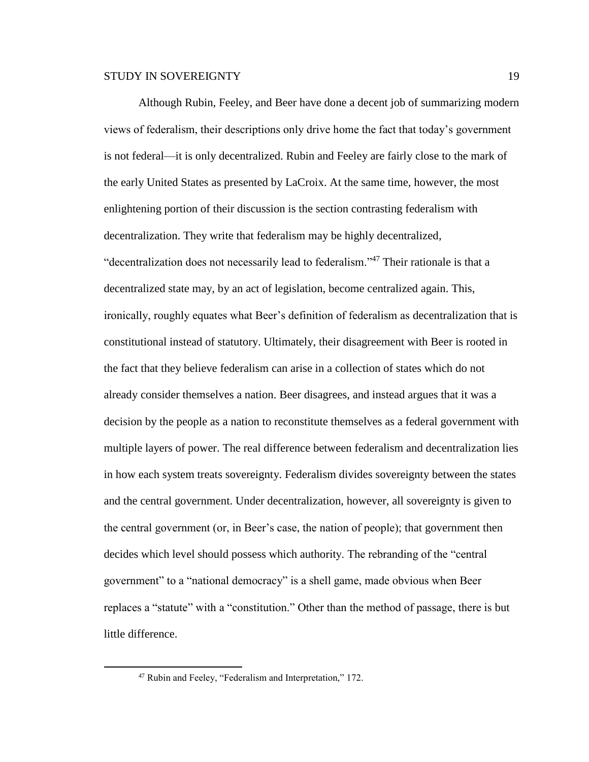Although Rubin, Feeley, and Beer have done a decent job of summarizing modern views of federalism, their descriptions only drive home the fact that today's government is not federal—it is only decentralized. Rubin and Feeley are fairly close to the mark of the early United States as presented by LaCroix. At the same time, however, the most enlightening portion of their discussion is the section contrasting federalism with decentralization. They write that federalism may be highly decentralized, "decentralization does not necessarily lead to federalism."[47] Their rationale is that a decentralized state may, by an act of legislation, become centralized again. This, ironically, roughly equates what Beer's definition of federalism as decentralization that is constitutional instead of statutory. Ultimately, their disagreement with Beer is rooted in the fact that they believe federalism can arise in a collection of states which do not already consider themselves a nation. Beer disagrees, and instead argues that it was a decision by the people as a nation to reconstitute themselves as a federal government with multiple layers of power. The real difference between federalism and decentralization lies in how each system treats sovereignty. Federalism divides sovereignty between the states and the central government. Under decentralization, however, all sovereignty is given to the central government (or, in Beer's case, the nation of people); that government then decides which level should possess which authority. The rebranding of the "central government" to a "national democracy" is a shell game, made obvious when Beer replaces a "statute" with a "constitution." Other than the method of passage, there is but little difference.

---

[47] Rubin and Feeley, "Federalism and Interpretation," 172.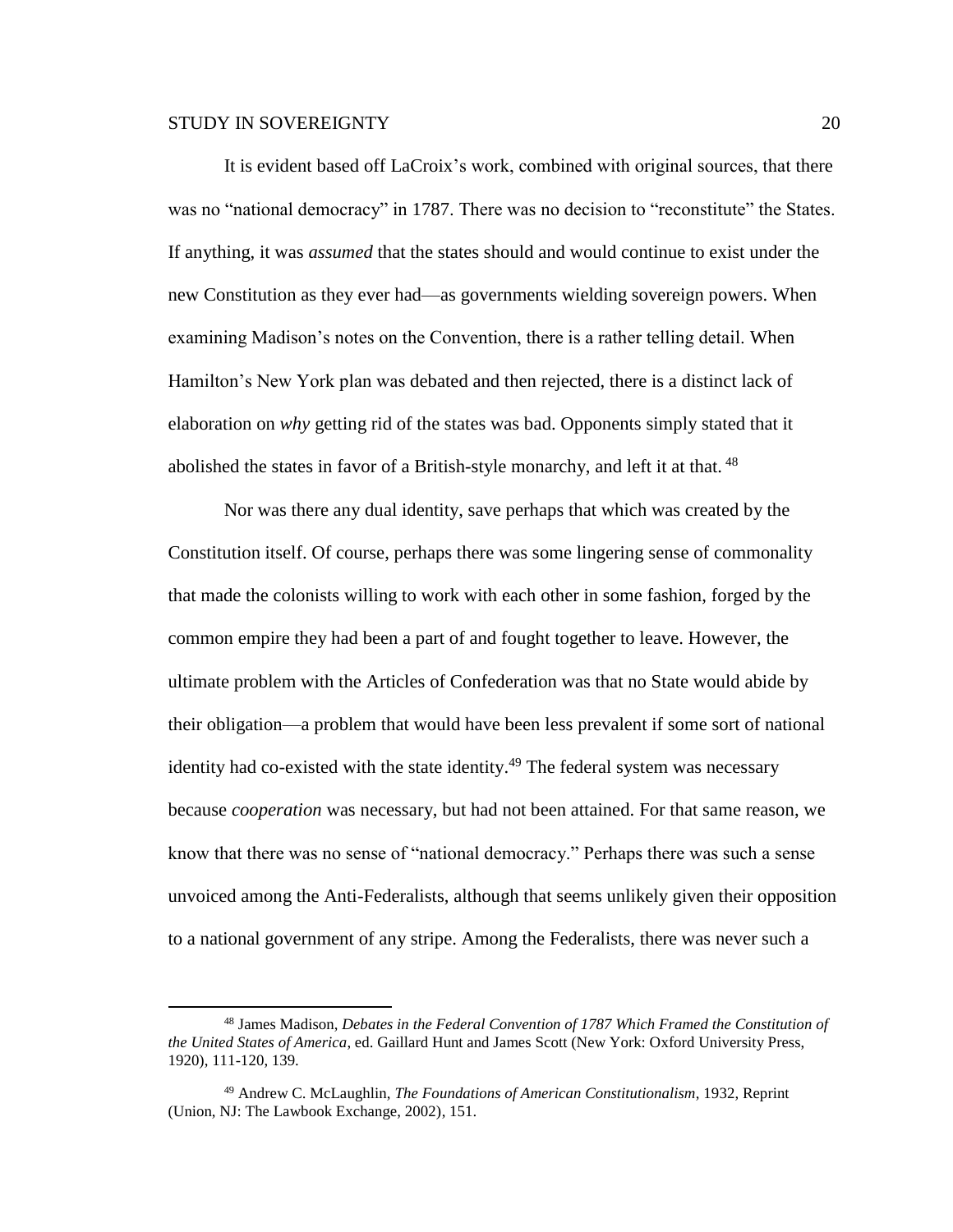It is evident based off LaCroix's work, combined with original sources, that there was no "national democracy" in 1787. There was no decision to "reconstitute" the States. If anything, it was *assumed* that the states should and would continue to exist under the new Constitution as they ever had—as governments wielding sovereign powers. When examining Madison's notes on the Convention, there is a rather telling detail. When Hamilton's New York plan was debated and then rejected, there is a distinct lack of elaboration on *why* getting rid of the states was bad. Opponents simply stated that it abolished the states in favor of a British-style monarchy, and left it at that. [48]

Nor was there any dual identity, save perhaps that which was created by the Constitution itself. Of course, perhaps there was some lingering sense of commonality that made the colonists willing to work with each other in some fashion, forged by the common empire they had been a part of and fought together to leave. However, the ultimate problem with the Articles of Confederation was that no State would abide by their obligation—a problem that would have been less prevalent if some sort of national identity had co-existed with the state identity.[49] The federal system was necessary because *cooperation* was necessary, but had not been attained. For that same reason, we know that there was no sense of "national democracy." Perhaps there was such a sense unvoiced among the Anti-Federalists, although that seems unlikely given their opposition to a national government of any stripe. Among the Federalists, there was never such a

[48] James Madison, *Debates in the Federal Convention of 1787 Which Framed the Constitution of the United States of America*, ed. Gaillard Hunt and James Scott (New York: Oxford University Press, 1920), 111-120, 139.

[49] Andrew C. McLaughlin, *The Foundations of American Constitutionalism*, 1932, Reprint (Union, NJ: The Lawbook Exchange, 2002), 151.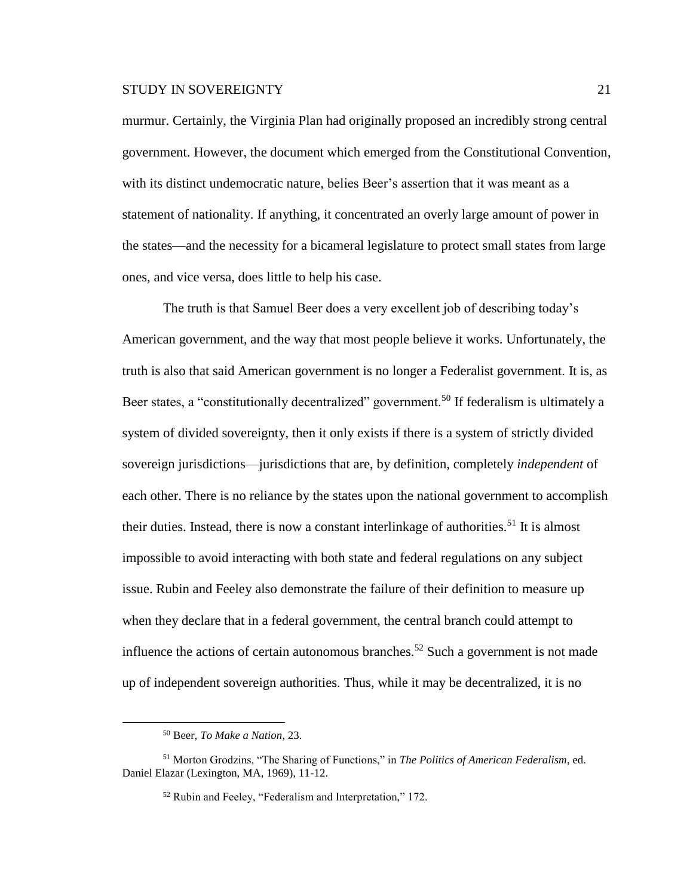murmur. Certainly, the Virginia Plan had originally proposed an incredibly strong central government. However, the document which emerged from the Constitutional Convention, with its distinct undemocratic nature, belies Beer's assertion that it was meant as a statement of nationality. If anything, it concentrated an overly large amount of power in the states—and the necessity for a bicameral legislature to protect small states from large ones, and vice versa, does little to help his case.

The truth is that Samuel Beer does a very excellent job of describing today's American government, and the way that most people believe it works. Unfortunately, the truth is also that said American government is no longer a Federalist government. It is, as Beer states, a "constitutionally decentralized" government.[50] If federalism is ultimately a system of divided sovereignty, then it only exists if there is a system of strictly divided sovereign jurisdictions—jurisdictions that are, by definition, completely *independent* of each other. There is no reliance by the states upon the national government to accomplish their duties. Instead, there is now a constant interlinkage of authorities.[51] It is almost impossible to avoid interacting with both state and federal regulations on any subject issue. Rubin and Feeley also demonstrate the failure of their definition to measure up when they declare that in a federal government, the central branch could attempt to influence the actions of certain autonomous branches.[52] Such a government is not made up of independent sovereign authorities. Thus, while it may be decentralized, it is no

---

[50] Beer, *To Make a Nation*, 23.

[51] Morton Grodzins, "The Sharing of Functions," in *The Politics of American Federalism*, ed. Daniel Elazar (Lexington, MA, 1969), 11-12.

[52] Rubin and Feeley, "Federalism and Interpretation," 172.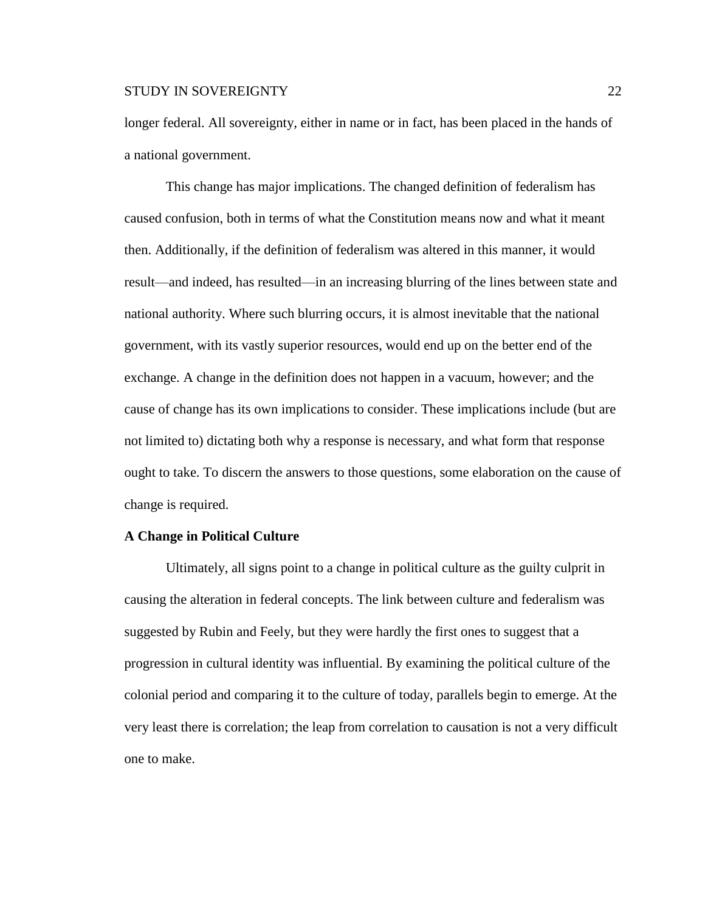longer federal. All sovereignty, either in name or in fact, has been placed in the hands of a national government.

This change has major implications. The changed definition of federalism has caused confusion, both in terms of what the Constitution means now and what it meant then. Additionally, if the definition of federalism was altered in this manner, it would result—and indeed, has resulted—in an increasing blurring of the lines between state and national authority. Where such blurring occurs, it is almost inevitable that the national government, with its vastly superior resources, would end up on the better end of the exchange. A change in the definition does not happen in a vacuum, however; and the cause of change has its own implications to consider. These implications include (but are not limited to) dictating both why a response is necessary, and what form that response ought to take. To discern the answers to those questions, some elaboration on the cause of change is required.

**A Change in Political Culture**

Ultimately, all signs point to a change in political culture as the guilty culprit in causing the alteration in federal concepts. The link between culture and federalism was suggested by Rubin and Feely, but they were hardly the first ones to suggest that a progression in cultural identity was influential. By examining the political culture of the colonial period and comparing it to the culture of today, parallels begin to emerge. At the very least there is correlation; the leap from correlation to causation is not a very difficult one to make.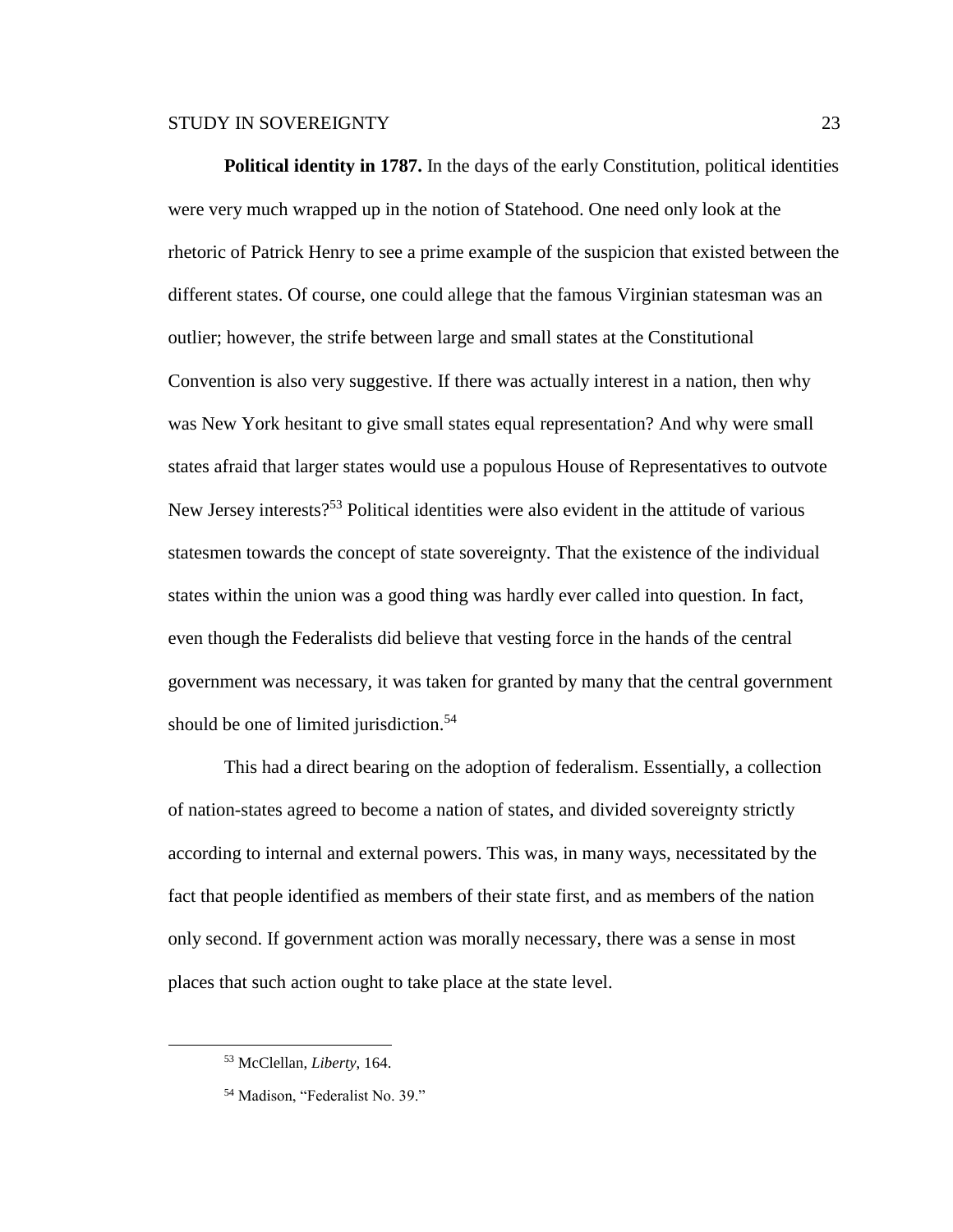**Political identity in 1787.** In the days of the early Constitution, political identities were very much wrapped up in the notion of Statehood. One need only look at the rhetoric of Patrick Henry to see a prime example of the suspicion that existed between the different states. Of course, one could allege that the famous Virginian statesman was an outlier; however, the strife between large and small states at the Constitutional Convention is also very suggestive. If there was actually interest in a nation, then why was New York hesitant to give small states equal representation? And why were small states afraid that larger states would use a populous House of Representatives to outvote New Jersey interests?[53] Political identities were also evident in the attitude of various statesmen towards the concept of state sovereignty. That the existence of the individual states within the union was a good thing was hardly ever called into question. In fact, even though the Federalists did believe that vesting force in the hands of the central government was necessary, it was taken for granted by many that the central government should be one of limited jurisdiction.[54]

This had a direct bearing on the adoption of federalism. Essentially, a collection of nation-states agreed to become a nation of states, and divided sovereignty strictly according to internal and external powers. This was, in many ways, necessitated by the fact that people identified as members of their state first, and as members of the nation only second. If government action was morally necessary, there was a sense in most places that such action ought to take place at the state level.

---

[53] McClellan, *Liberty*, 164.

[54] Madison, "Federalist No. 39."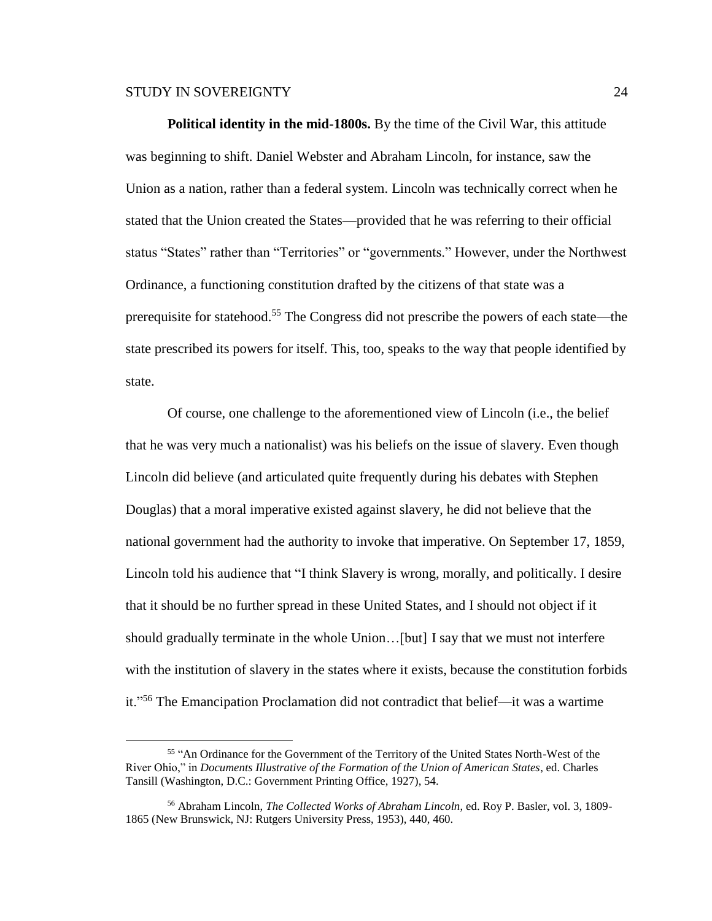**Political identity in the mid-1800s.** By the time of the Civil War, this attitude was beginning to shift. Daniel Webster and Abraham Lincoln, for instance, saw the Union as a nation, rather than a federal system. Lincoln was technically correct when he stated that the Union created the States—provided that he was referring to their official status "States" rather than "Territories" or "governments." However, under the Northwest Ordinance, a functioning constitution drafted by the citizens of that state was a prerequisite for statehood.[55] The Congress did not prescribe the powers of each state—the state prescribed its powers for itself. This, too, speaks to the way that people identified by state.

Of course, one challenge to the aforementioned view of Lincoln (i.e., the belief that he was very much a nationalist) was his beliefs on the issue of slavery. Even though Lincoln did believe (and articulated quite frequently during his debates with Stephen Douglas) that a moral imperative existed against slavery, he did not believe that the national government had the authority to invoke that imperative. On September 17, 1859, Lincoln told his audience that "I think Slavery is wrong, morally, and politically. I desire that it should be no further spread in these United States, and I should not object if it should gradually terminate in the whole Union…[but] I say that we must not interfere with the institution of slavery in the states where it exists, because the constitution forbids it."[56] The Emancipation Proclamation did not contradict that belief—it was a wartime

[55] "An Ordinance for the Government of the Territory of the United States North-West of the River Ohio," in *Documents Illustrative of the Formation of the Union of American States*, ed. Charles Tansill (Washington, D.C.: Government Printing Office, 1927), 54.

[56] Abraham Lincoln, *The Collected Works of Abraham Lincoln*, ed. Roy P. Basler, vol. 3, 1809-1865 (New Brunswick, NJ: Rutgers University Press, 1953), 440, 460.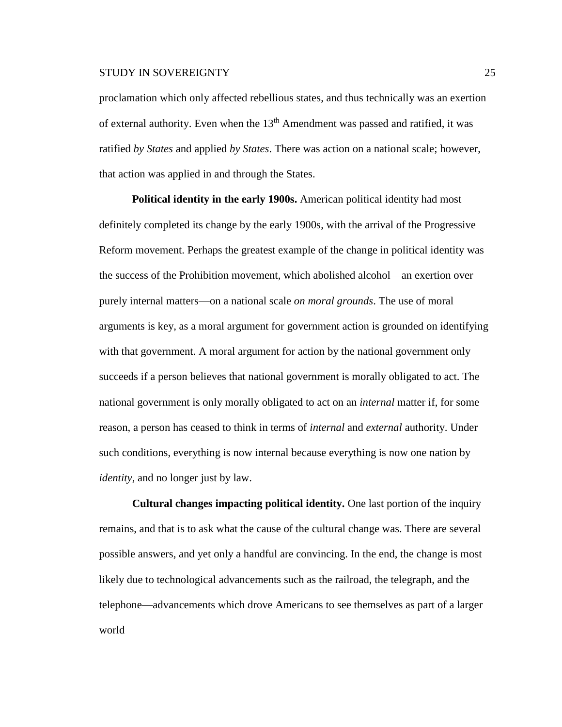proclamation which only affected rebellious states, and thus technically was an exertion of external authority. Even when the 13th Amendment was passed and ratified, it was ratified *by States* and applied *by States*. There was action on a national scale; however, that action was applied in and through the States.

**Political identity in the early 1900s.** American political identity had most definitely completed its change by the early 1900s, with the arrival of the Progressive Reform movement. Perhaps the greatest example of the change in political identity was the success of the Prohibition movement, which abolished alcohol—an exertion over purely internal matters—on a national scale *on moral grounds*. The use of moral arguments is key, as a moral argument for government action is grounded on identifying with that government. A moral argument for action by the national government only succeeds if a person believes that national government is morally obligated to act. The national government is only morally obligated to act on an *internal* matter if, for some reason, a person has ceased to think in terms of *internal* and *external* authority. Under such conditions, everything is now internal because everything is now one nation by *identity*, and no longer just by law.

**Cultural changes impacting political identity.** One last portion of the inquiry remains, and that is to ask what the cause of the cultural change was. There are several possible answers, and yet only a handful are convincing. In the end, the change is most likely due to technological advancements such as the railroad, the telegraph, and the telephone—advancements which drove Americans to see themselves as part of a larger world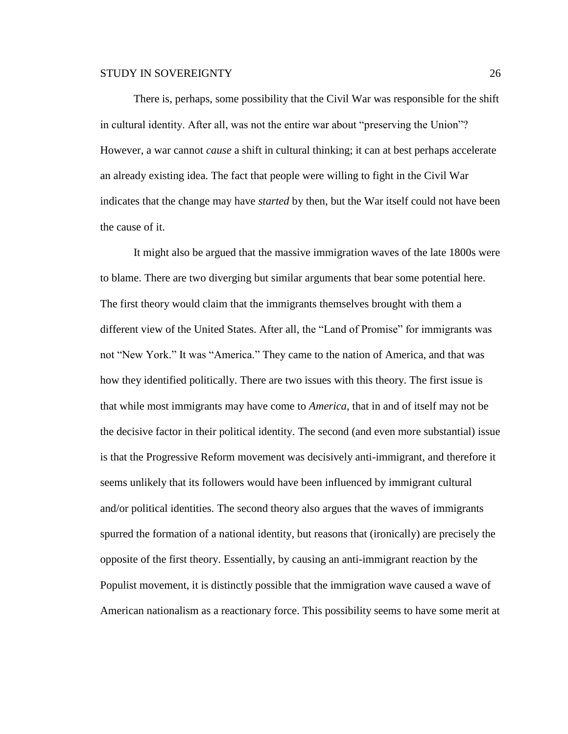There is, perhaps, some possibility that the Civil War was responsible for the shift in cultural identity. After all, was not the entire war about "preserving the Union"? However, a war cannot *cause* a shift in cultural thinking; it can at best perhaps accelerate an already existing idea. The fact that people were willing to fight in the Civil War indicates that the change may have *started* by then, but the War itself could not have been the cause of it.

It might also be argued that the massive immigration waves of the late 1800s were to blame. There are two diverging but similar arguments that bear some potential here. The first theory would claim that the immigrants themselves brought with them a different view of the United States. After all, the "Land of Promise" for immigrants was not "New York." It was "America." They came to the nation of America, and that was how they identified politically. There are two issues with this theory. The first issue is that while most immigrants may have come to *America*, that in and of itself may not be the decisive factor in their political identity. The second (and even more substantial) issue is that the Progressive Reform movement was decisively anti-immigrant, and therefore it seems unlikely that its followers would have been influenced by immigrant cultural and/or political identities. The second theory also argues that the waves of immigrants spurred the formation of a national identity, but reasons that (ironically) are precisely the opposite of the first theory. Essentially, by causing an anti-immigrant reaction by the Populist movement, it is distinctly possible that the immigration wave caused a wave of American nationalism as a reactionary force. This possibility seems to have some merit at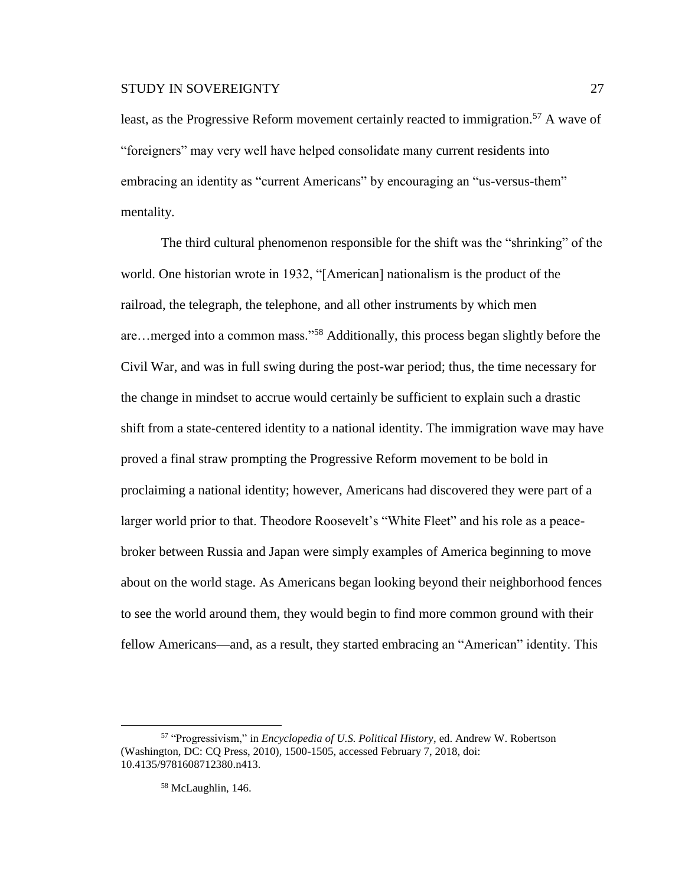least, as the Progressive Reform movement certainly reacted to immigration.[57] A wave of "foreigners" may very well have helped consolidate many current residents into embracing an identity as "current Americans" by encouraging an "us-versus-them" mentality.

The third cultural phenomenon responsible for the shift was the "shrinking" of the world. One historian wrote in 1932, "[American] nationalism is the product of the railroad, the telegraph, the telephone, and all other instruments by which men are…merged into a common mass."[58] Additionally, this process began slightly before the Civil War, and was in full swing during the post-war period; thus, the time necessary for the change in mindset to accrue would certainly be sufficient to explain such a drastic shift from a state-centered identity to a national identity. The immigration wave may have proved a final straw prompting the Progressive Reform movement to be bold in proclaiming a national identity; however, Americans had discovered they were part of a larger world prior to that. Theodore Roosevelt's "White Fleet" and his role as a peace-broker between Russia and Japan were simply examples of America beginning to move about on the world stage. As Americans began looking beyond their neighborhood fences to see the world around them, they would begin to find more common ground with their fellow Americans—and, as a result, they started embracing an "American" identity. This

---

[57] "Progressivism," in *Encyclopedia of U.S. Political History*, ed. Andrew W. Robertson (Washington, DC: CQ Press, 2010), 1500-1505, accessed February 7, 2018, doi: 10.4135/9781608712380.n413.

[58] McLaughlin, 146.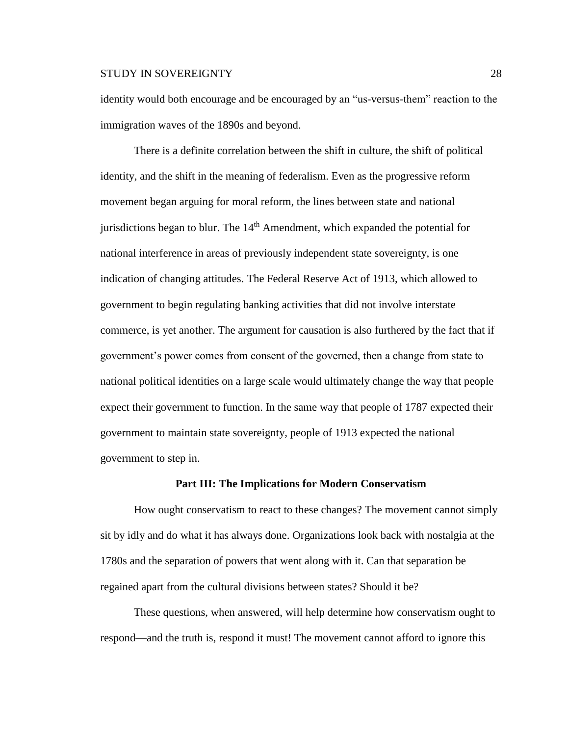identity would both encourage and be encouraged by an "us-versus-them" reaction to the immigration waves of the 1890s and beyond.

There is a definite correlation between the shift in culture, the shift of political identity, and the shift in the meaning of federalism. Even as the progressive reform movement began arguing for moral reform, the lines between state and national jurisdictions began to blur. The 14th Amendment, which expanded the potential for national interference in areas of previously independent state sovereignty, is one indication of changing attitudes. The Federal Reserve Act of 1913, which allowed to government to begin regulating banking activities that did not involve interstate commerce, is yet another. The argument for causation is also furthered by the fact that if government's power comes from consent of the governed, then a change from state to national political identities on a large scale would ultimately change the way that people expect their government to function. In the same way that people of 1787 expected their government to maintain state sovereignty, people of 1913 expected the national government to step in.

## Part III: The Implications for Modern Conservatism

How ought conservatism to react to these changes? The movement cannot simply sit by idly and do what it has always done. Organizations look back with nostalgia at the 1780s and the separation of powers that went along with it. Can that separation be regained apart from the cultural divisions between states? Should it be?

These questions, when answered, will help determine how conservatism ought to respond—and the truth is, respond it must! The movement cannot afford to ignore this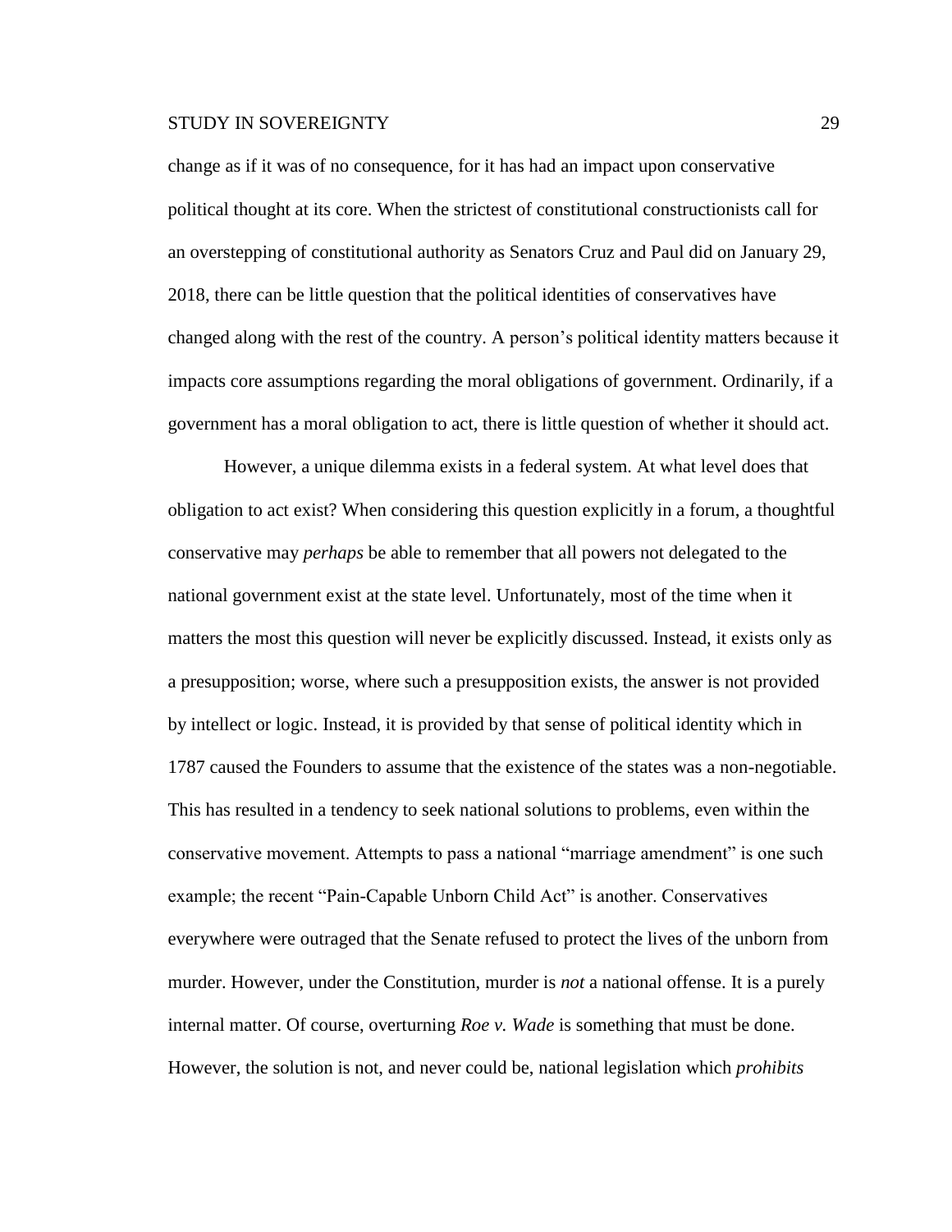change as if it was of no consequence, for it has had an impact upon conservative political thought at its core. When the strictest of constitutional constructionists call for an overstepping of constitutional authority as Senators Cruz and Paul did on January 29, 2018, there can be little question that the political identities of conservatives have changed along with the rest of the country. A person's political identity matters because it impacts core assumptions regarding the moral obligations of government. Ordinarily, if a government has a moral obligation to act, there is little question of whether it should act.

However, a unique dilemma exists in a federal system. At what level does that obligation to act exist? When considering this question explicitly in a forum, a thoughtful conservative may *perhaps* be able to remember that all powers not delegated to the national government exist at the state level. Unfortunately, most of the time when it matters the most this question will never be explicitly discussed. Instead, it exists only as a presupposition; worse, where such a presupposition exists, the answer is not provided by intellect or logic. Instead, it is provided by that sense of political identity which in 1787 caused the Founders to assume that the existence of the states was a non-negotiable. This has resulted in a tendency to seek national solutions to problems, even within the conservative movement. Attempts to pass a national "marriage amendment" is one such example; the recent "Pain-Capable Unborn Child Act" is another. Conservatives everywhere were outraged that the Senate refused to protect the lives of the unborn from murder. However, under the Constitution, murder is *not* a national offense. It is a purely internal matter. Of course, overturning *Roe v. Wade* is something that must be done. However, the solution is not, and never could be, national legislation which *prohibits*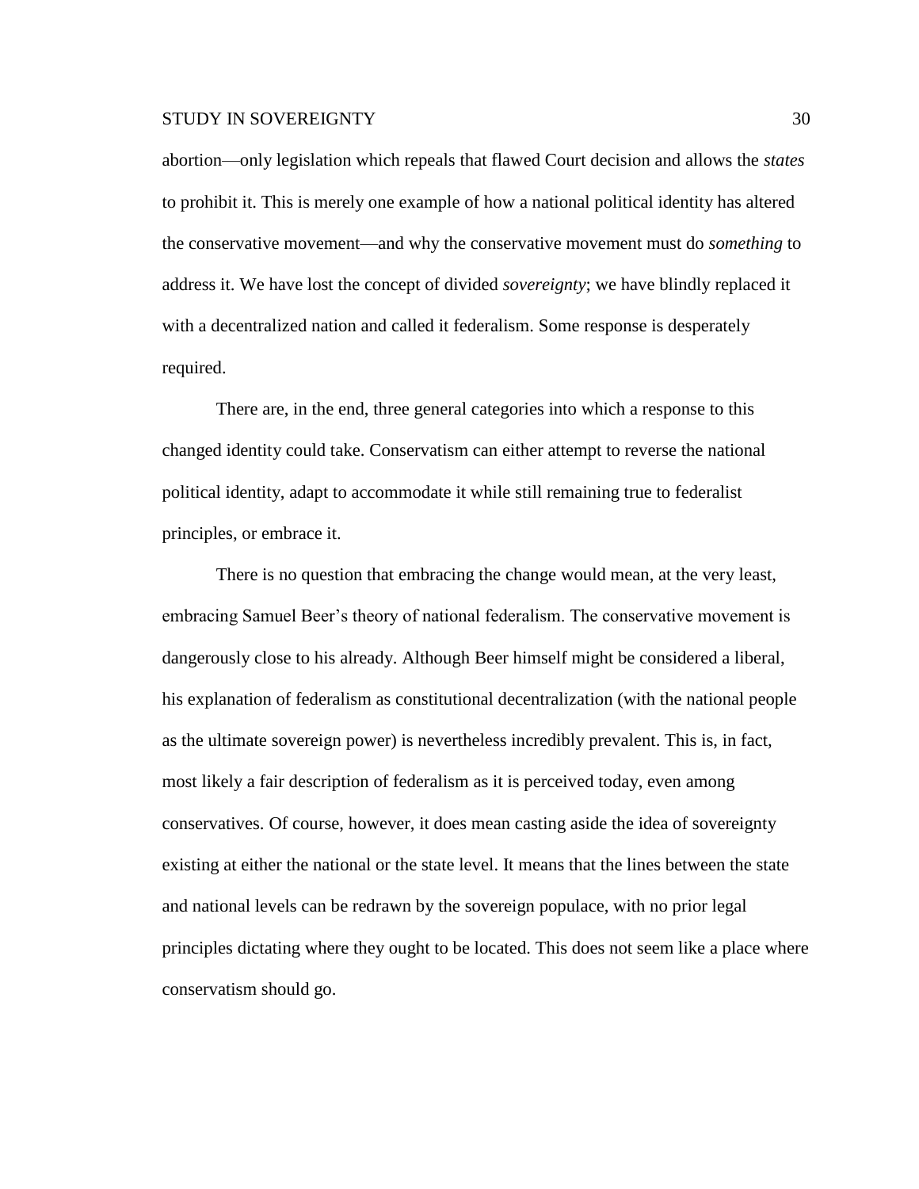abortion—only legislation which repeals that flawed Court decision and allows the *states* to prohibit it. This is merely one example of how a national political identity has altered the conservative movement—and why the conservative movement must do *something* to address it. We have lost the concept of divided *sovereignty*; we have blindly replaced it with a decentralized nation and called it federalism. Some response is desperately required.

There are, in the end, three general categories into which a response to this changed identity could take. Conservatism can either attempt to reverse the national political identity, adapt to accommodate it while still remaining true to federalist principles, or embrace it.

There is no question that embracing the change would mean, at the very least, embracing Samuel Beer's theory of national federalism. The conservative movement is dangerously close to his already. Although Beer himself might be considered a liberal, his explanation of federalism as constitutional decentralization (with the national people as the ultimate sovereign power) is nevertheless incredibly prevalent. This is, in fact, most likely a fair description of federalism as it is perceived today, even among conservatives. Of course, however, it does mean casting aside the idea of sovereignty existing at either the national or the state level. It means that the lines between the state and national levels can be redrawn by the sovereign populace, with no prior legal principles dictating where they ought to be located. This does not seem like a place where conservatism should go.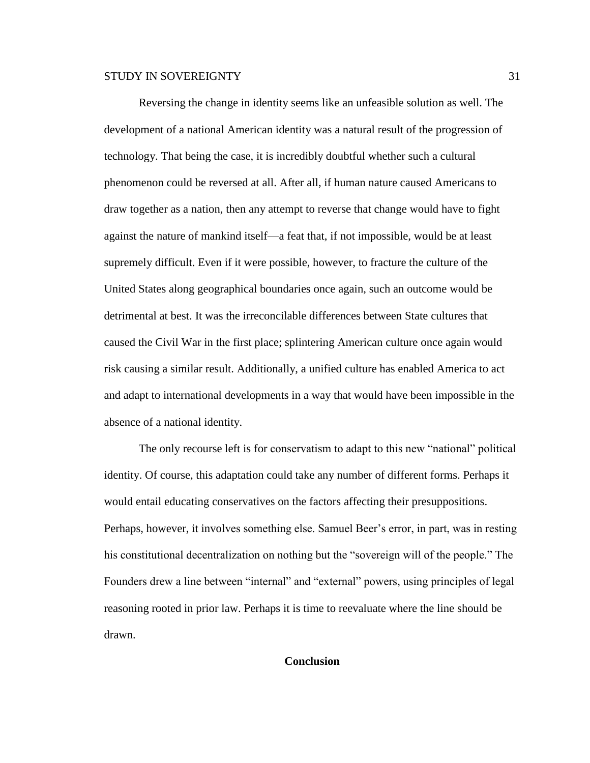Reversing the change in identity seems like an unfeasible solution as well. The development of a national American identity was a natural result of the progression of technology. That being the case, it is incredibly doubtful whether such a cultural phenomenon could be reversed at all. After all, if human nature caused Americans to draw together as a nation, then any attempt to reverse that change would have to fight against the nature of mankind itself—a feat that, if not impossible, would be at least supremely difficult. Even if it were possible, however, to fracture the culture of the United States along geographical boundaries once again, such an outcome would be detrimental at best. It was the irreconcilable differences between State cultures that caused the Civil War in the first place; splintering American culture once again would risk causing a similar result. Additionally, a unified culture has enabled America to act and adapt to international developments in a way that would have been impossible in the absence of a national identity.

The only recourse left is for conservatism to adapt to this new "national" political identity. Of course, this adaptation could take any number of different forms. Perhaps it would entail educating conservatives on the factors affecting their presuppositions. Perhaps, however, it involves something else. Samuel Beer's error, in part, was in resting his constitutional decentralization on nothing but the "sovereign will of the people." The Founders drew a line between "internal" and "external" powers, using principles of legal reasoning rooted in prior law. Perhaps it is time to reevaluate where the line should be drawn.

## Conclusion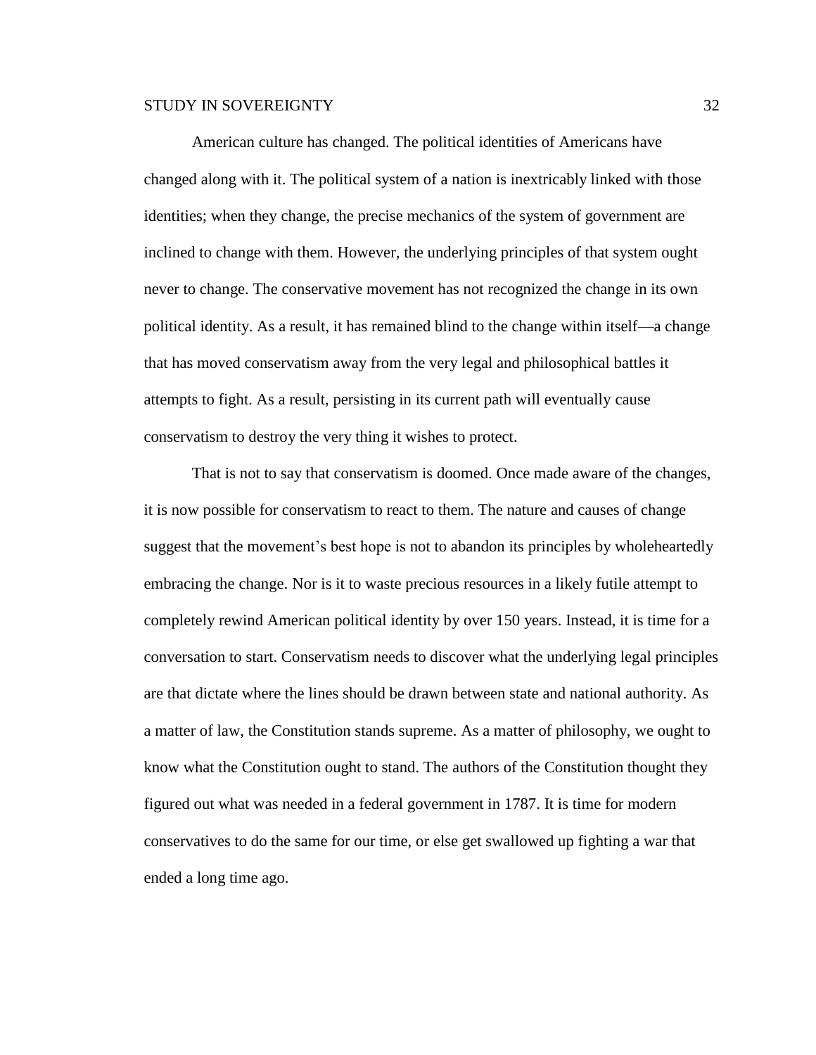American culture has changed. The political identities of Americans have changed along with it. The political system of a nation is inextricably linked with those identities; when they change, the precise mechanics of the system of government are inclined to change with them. However, the underlying principles of that system ought never to change. The conservative movement has not recognized the change in its own political identity. As a result, it has remained blind to the change within itself—a change that has moved conservatism away from the very legal and philosophical battles it attempts to fight. As a result, persisting in its current path will eventually cause conservatism to destroy the very thing it wishes to protect.

That is not to say that conservatism is doomed. Once made aware of the changes, it is now possible for conservatism to react to them. The nature and causes of change suggest that the movement's best hope is not to abandon its principles by wholeheartedly embracing the change. Nor is it to waste precious resources in a likely futile attempt to completely rewind American political identity by over 150 years. Instead, it is time for a conversation to start. Conservatism needs to discover what the underlying legal principles are that dictate where the lines should be drawn between state and national authority. As a matter of law, the Constitution stands supreme. As a matter of philosophy, we ought to know what the Constitution ought to stand. The authors of the Constitution thought they figured out what was needed in a federal government in 1787. It is time for modern conservatives to do the same for our time, or else get swallowed up fighting a war that ended a long time ago.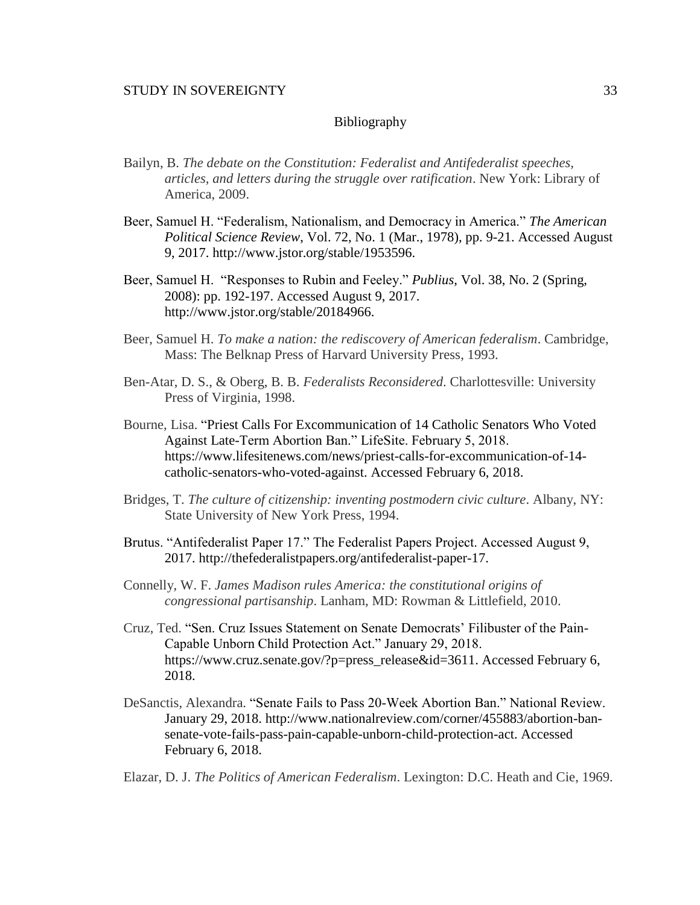## Bibliography

Bailyn, B. *The debate on the Constitution: Federalist and Antifederalist speeches, articles, and letters during the struggle over ratification*. New York: Library of America, 2009.

Beer, Samuel H. "Federalism, Nationalism, and Democracy in America." *The American Political Science Review*, Vol. 72, No. 1 (Mar., 1978), pp. 9-21. Accessed August 9, 2017. http://www.jstor.org/stable/1953596.

Beer, Samuel H. "Responses to Rubin and Feeley." *Publius*, Vol. 38, No. 2 (Spring, 2008): pp. 192-197. Accessed August 9, 2017. http://www.jstor.org/stable/20184966.

Beer, Samuel H. *To make a nation: the rediscovery of American federalism*. Cambridge, Mass: The Belknap Press of Harvard University Press, 1993.

Ben-Atar, D. S., & Oberg, B. B. *Federalists Reconsidered*. Charlottesville: University Press of Virginia, 1998.

Bourne, Lisa. "Priest Calls For Excommunication of 14 Catholic Senators Who Voted Against Late-Term Abortion Ban." LifeSite. February 5, 2018. https://www.lifesitenews.com/news/priest-calls-for-excommunication-of-14-catholic-senators-who-voted-against. Accessed February 6, 2018.

Bridges, T. *The culture of citizenship: inventing postmodern civic culture*. Albany, NY: State University of New York Press, 1994.

Brutus. "Antifederalist Paper 17." The Federalist Papers Project. Accessed August 9, 2017. http://thefederalistpapers.org/antifederalist-paper-17.

Connelly, W. F. *James Madison rules America: the constitutional origins of congressional partisanship*. Lanham, MD: Rowman & Littlefield, 2010.

Cruz, Ted. "Sen. Cruz Issues Statement on Senate Democrats' Filibuster of the Pain-Capable Unborn Child Protection Act." January 29, 2018. https://www.cruz.senate.gov/?p=press_release&id=3611. Accessed February 6, 2018.

DeSanctis, Alexandra. "Senate Fails to Pass 20-Week Abortion Ban." National Review. January 29, 2018. http://www.nationalreview.com/corner/455883/abortion-ban-senate-vote-fails-pass-pain-capable-unborn-child-protection-act. Accessed February 6, 2018.

Elazar, D. J. *The Politics of American Federalism*. Lexington: D.C. Heath and Cie, 1969.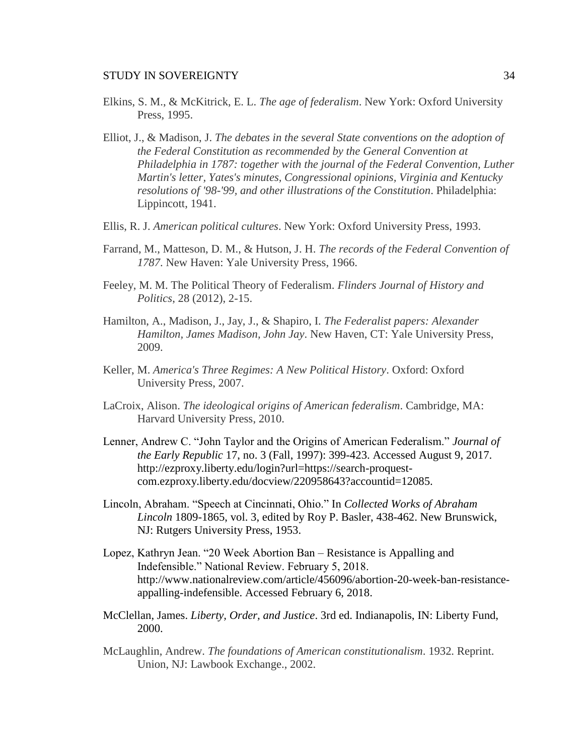Elkins, S. M., & McKitrick, E. L. *The age of federalism*. New York: Oxford University Press, 1995.

Elliot, J., & Madison, J. *The debates in the several State conventions on the adoption of the Federal Constitution as recommended by the General Convention at Philadelphia in 1787: together with the journal of the Federal Convention, Luther Martin's letter, Yates's minutes, Congressional opinions, Virginia and Kentucky resolutions of '98-'99, and other illustrations of the Constitution*. Philadelphia: Lippincott, 1941.

Ellis, R. J. *American political cultures*. New York: Oxford University Press, 1993.

Farrand, M., Matteson, D. M., & Hutson, J. H. *The records of the Federal Convention of 1787*. New Haven: Yale University Press, 1966.

Feeley, M. M. The Political Theory of Federalism. *Flinders Journal of History and Politics*, 28 (2012), 2-15.

Hamilton, A., Madison, J., Jay, J., & Shapiro, I. *The Federalist papers: Alexander Hamilton, James Madison, John Jay*. New Haven, CT: Yale University Press, 2009.

Keller, M. *America's Three Regimes: A New Political History*. Oxford: Oxford University Press, 2007.

LaCroix, Alison. *The ideological origins of American federalism*. Cambridge, MA: Harvard University Press, 2010.

Lenner, Andrew C. "John Taylor and the Origins of American Federalism." *Journal of the Early Republic* 17, no. 3 (Fall, 1997): 399-423. Accessed August 9, 2017. http://ezproxy.liberty.edu/login?url=https://search-proquest-com.ezproxy.liberty.edu/docview/220958643?accountid=12085.

Lincoln, Abraham. "Speech at Cincinnati, Ohio." In *Collected Works of Abraham Lincoln* 1809-1865, vol. 3, edited by Roy P. Basler, 438-462. New Brunswick, NJ: Rutgers University Press, 1953.

Lopez, Kathryn Jean. "20 Week Abortion Ban – Resistance is Appalling and Indefensible." National Review. February 5, 2018. http://www.nationalreview.com/article/456096/abortion-20-week-ban-resistance-appalling-indefensible. Accessed February 6, 2018.

McClellan, James. *Liberty, Order, and Justice*. 3rd ed. Indianapolis, IN: Liberty Fund, 2000.

McLaughlin, Andrew. *The foundations of American constitutionalism*. 1932. Reprint. Union, NJ: Lawbook Exchange., 2002.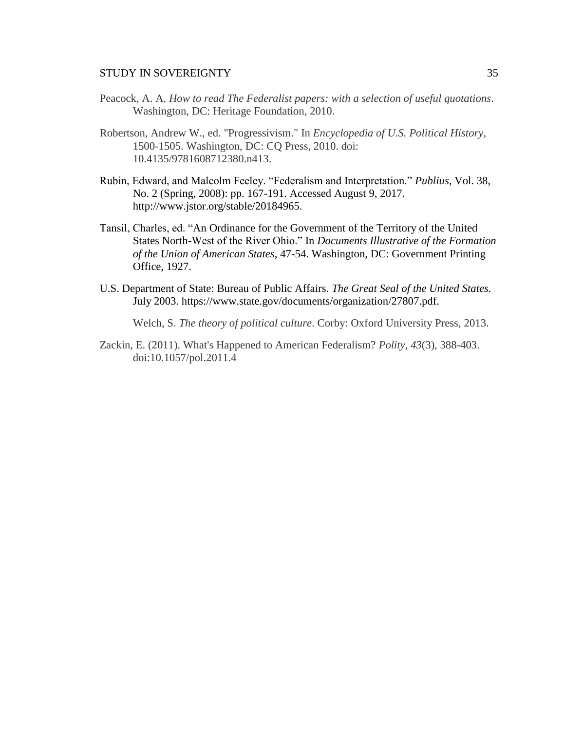Peacock, A. A. *How to read The Federalist papers: with a selection of useful quotations*. Washington, DC: Heritage Foundation, 2010.

Robertson, Andrew W., ed. "Progressivism." In *Encyclopedia of U.S. Political History*, 1500-1505. Washington, DC: CQ Press, 2010. doi: 10.4135/9781608712380.n413.

Rubin, Edward, and Malcolm Feeley. "Federalism and Interpretation." *Publius*, Vol. 38, No. 2 (Spring, 2008): pp. 167-191. Accessed August 9, 2017. http://www.jstor.org/stable/20184965.

Tansil, Charles, ed. "An Ordinance for the Government of the Territory of the United States North-West of the River Ohio." In *Documents Illustrative of the Formation of the Union of American States*, 47-54. Washington, DC: Government Printing Office, 1927.

U.S. Department of State: Bureau of Public Affairs. *The Great Seal of the United States.* July 2003. https://www.state.gov/documents/organization/27807.pdf.

Welch, S. *The theory of political culture*. Corby: Oxford University Press, 2013.

Zackin, E. (2011). What's Happened to American Federalism? *Polity*, *43*(3), 388-403. doi:10.1057/pol.2011.4